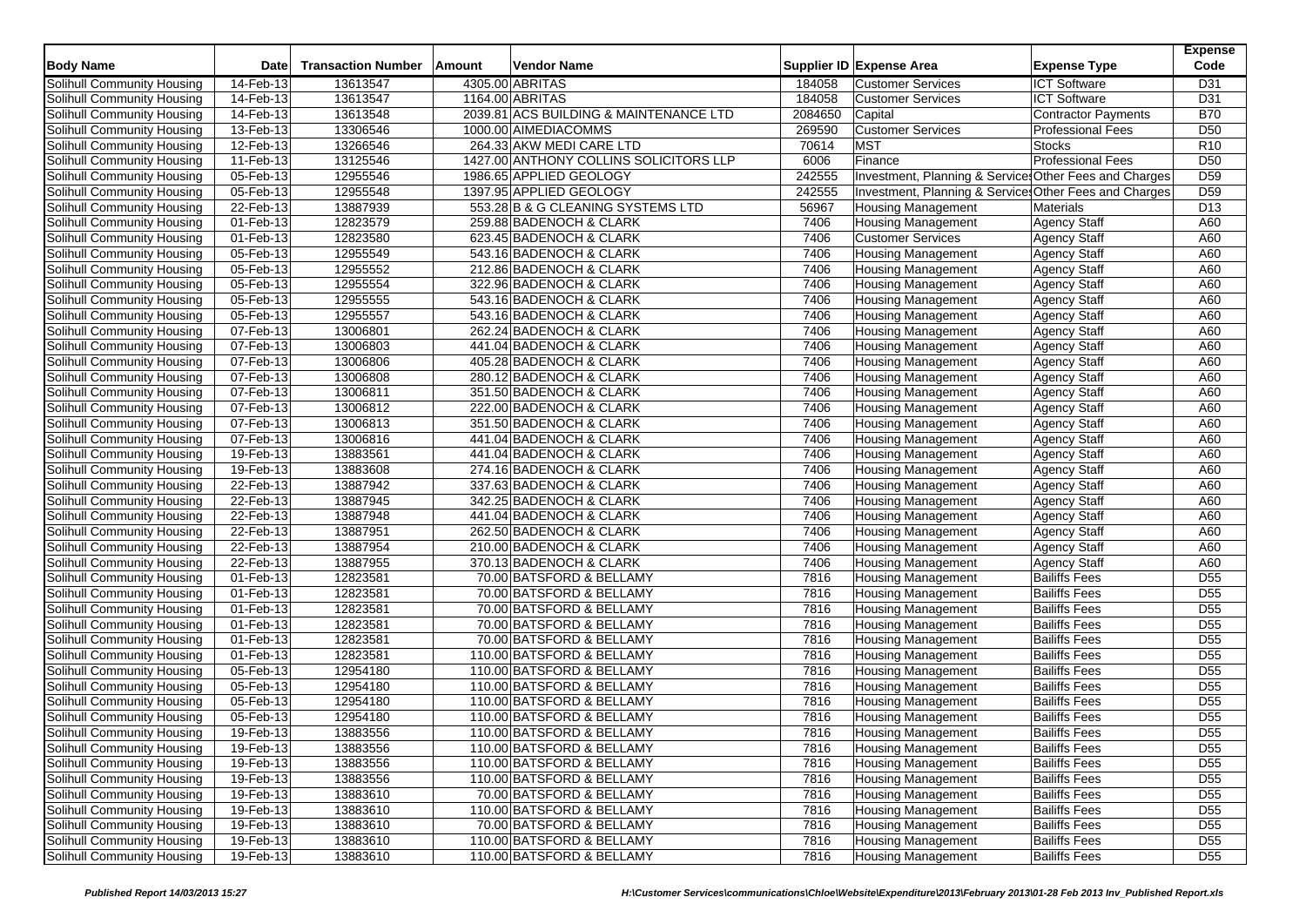| Body Name | Date | Transaction Number | Amount | Vendor Name | Supplier ID | Expense Area | Expense Type | Expense Code |
|---|---|---|---|---|---|---|---|---|
| Solihull Community Housing | 14-Feb-13 | 13613547 | 4305.00 | ABRITAS | 184058 | Customer Services | ICT Software | D31 |
| Solihull Community Housing | 14-Feb-13 | 13613547 | 1164.00 | ABRITAS | 184058 | Customer Services | ICT Software | D31 |
| Solihull Community Housing | 14-Feb-13 | 13613548 | 2039.81 | ACS BUILDING & MAINTENANCE LTD | 2084650 | Capital | Contractor Payments | B70 |
| Solihull Community Housing | 13-Feb-13 | 13306546 | 1000.00 | AIMEDIACOMMS | 269590 | Customer Services | Professional Fees | D50 |
| Solihull Community Housing | 12-Feb-13 | 13266546 | 264.33 | AKW MEDI CARE LTD | 70614 | MST | Stocks | R10 |
| Solihull Community Housing | 11-Feb-13 | 13125546 | 1427.00 | ANTHONY COLLINS SOLICITORS LLP | 6006 | Finance | Professional Fees | D50 |
| Solihull Community Housing | 05-Feb-13 | 12955546 | 1986.65 | APPLIED GEOLOGY | 242555 | Investment, Planning & Services | Other Fees and Charges | D59 |
| Solihull Community Housing | 05-Feb-13 | 12955548 | 1397.95 | APPLIED GEOLOGY | 242555 | Investment, Planning & Services | Other Fees and Charges | D59 |
| Solihull Community Housing | 22-Feb-13 | 13887939 | 553.28 | B & G CLEANING SYSTEMS LTD | 56967 | Housing Management | Materials | D13 |
| Solihull Community Housing | 01-Feb-13 | 12823579 | 259.88 | BADENOCH & CLARK | 7406 | Housing Management | Agency Staff | A60 |
| Solihull Community Housing | 01-Feb-13 | 12823580 | 623.45 | BADENOCH & CLARK | 7406 | Customer Services | Agency Staff | A60 |
| Solihull Community Housing | 05-Feb-13 | 12955549 | 543.16 | BADENOCH & CLARK | 7406 | Housing Management | Agency Staff | A60 |
| Solihull Community Housing | 05-Feb-13 | 12955552 | 212.86 | BADENOCH & CLARK | 7406 | Housing Management | Agency Staff | A60 |
| Solihull Community Housing | 05-Feb-13 | 12955554 | 322.96 | BADENOCH & CLARK | 7406 | Housing Management | Agency Staff | A60 |
| Solihull Community Housing | 05-Feb-13 | 12955555 | 543.16 | BADENOCH & CLARK | 7406 | Housing Management | Agency Staff | A60 |
| Solihull Community Housing | 05-Feb-13 | 12955557 | 543.16 | BADENOCH & CLARK | 7406 | Housing Management | Agency Staff | A60 |
| Solihull Community Housing | 07-Feb-13 | 13006801 | 262.24 | BADENOCH & CLARK | 7406 | Housing Management | Agency Staff | A60 |
| Solihull Community Housing | 07-Feb-13 | 13006803 | 441.04 | BADENOCH & CLARK | 7406 | Housing Management | Agency Staff | A60 |
| Solihull Community Housing | 07-Feb-13 | 13006806 | 405.28 | BADENOCH & CLARK | 7406 | Housing Management | Agency Staff | A60 |
| Solihull Community Housing | 07-Feb-13 | 13006808 | 280.12 | BADENOCH & CLARK | 7406 | Housing Management | Agency Staff | A60 |
| Solihull Community Housing | 07-Feb-13 | 13006811 | 351.50 | BADENOCH & CLARK | 7406 | Housing Management | Agency Staff | A60 |
| Solihull Community Housing | 07-Feb-13 | 13006812 | 222.00 | BADENOCH & CLARK | 7406 | Housing Management | Agency Staff | A60 |
| Solihull Community Housing | 07-Feb-13 | 13006813 | 351.50 | BADENOCH & CLARK | 7406 | Housing Management | Agency Staff | A60 |
| Solihull Community Housing | 07-Feb-13 | 13006816 | 441.04 | BADENOCH & CLARK | 7406 | Housing Management | Agency Staff | A60 |
| Solihull Community Housing | 19-Feb-13 | 13883561 | 441.04 | BADENOCH & CLARK | 7406 | Housing Management | Agency Staff | A60 |
| Solihull Community Housing | 19-Feb-13 | 13883608 | 274.16 | BADENOCH & CLARK | 7406 | Housing Management | Agency Staff | A60 |
| Solihull Community Housing | 22-Feb-13 | 13887942 | 337.63 | BADENOCH & CLARK | 7406 | Housing Management | Agency Staff | A60 |
| Solihull Community Housing | 22-Feb-13 | 13887945 | 342.25 | BADENOCH & CLARK | 7406 | Housing Management | Agency Staff | A60 |
| Solihull Community Housing | 22-Feb-13 | 13887948 | 441.04 | BADENOCH & CLARK | 7406 | Housing Management | Agency Staff | A60 |
| Solihull Community Housing | 22-Feb-13 | 13887951 | 262.50 | BADENOCH & CLARK | 7406 | Housing Management | Agency Staff | A60 |
| Solihull Community Housing | 22-Feb-13 | 13887954 | 210.00 | BADENOCH & CLARK | 7406 | Housing Management | Agency Staff | A60 |
| Solihull Community Housing | 22-Feb-13 | 13887955 | 370.13 | BADENOCH & CLARK | 7406 | Housing Management | Agency Staff | A60 |
| Solihull Community Housing | 01-Feb-13 | 12823581 | 70.00 | BATSFORD & BELLAMY | 7816 | Housing Management | Bailiffs Fees | D55 |
| Solihull Community Housing | 01-Feb-13 | 12823581 | 70.00 | BATSFORD & BELLAMY | 7816 | Housing Management | Bailiffs Fees | D55 |
| Solihull Community Housing | 01-Feb-13 | 12823581 | 70.00 | BATSFORD & BELLAMY | 7816 | Housing Management | Bailiffs Fees | D55 |
| Solihull Community Housing | 01-Feb-13 | 12823581 | 70.00 | BATSFORD & BELLAMY | 7816 | Housing Management | Bailiffs Fees | D55 |
| Solihull Community Housing | 01-Feb-13 | 12823581 | 70.00 | BATSFORD & BELLAMY | 7816 | Housing Management | Bailiffs Fees | D55 |
| Solihull Community Housing | 01-Feb-13 | 12823581 | 110.00 | BATSFORD & BELLAMY | 7816 | Housing Management | Bailiffs Fees | D55 |
| Solihull Community Housing | 05-Feb-13 | 12954180 | 110.00 | BATSFORD & BELLAMY | 7816 | Housing Management | Bailiffs Fees | D55 |
| Solihull Community Housing | 05-Feb-13 | 12954180 | 110.00 | BATSFORD & BELLAMY | 7816 | Housing Management | Bailiffs Fees | D55 |
| Solihull Community Housing | 05-Feb-13 | 12954180 | 110.00 | BATSFORD & BELLAMY | 7816 | Housing Management | Bailiffs Fees | D55 |
| Solihull Community Housing | 05-Feb-13 | 12954180 | 110.00 | BATSFORD & BELLAMY | 7816 | Housing Management | Bailiffs Fees | D55 |
| Solihull Community Housing | 19-Feb-13 | 13883556 | 110.00 | BATSFORD & BELLAMY | 7816 | Housing Management | Bailiffs Fees | D55 |
| Solihull Community Housing | 19-Feb-13 | 13883556 | 110.00 | BATSFORD & BELLAMY | 7816 | Housing Management | Bailiffs Fees | D55 |
| Solihull Community Housing | 19-Feb-13 | 13883556 | 110.00 | BATSFORD & BELLAMY | 7816 | Housing Management | Bailiffs Fees | D55 |
| Solihull Community Housing | 19-Feb-13 | 13883556 | 110.00 | BATSFORD & BELLAMY | 7816 | Housing Management | Bailiffs Fees | D55 |
| Solihull Community Housing | 19-Feb-13 | 13883610 | 70.00 | BATSFORD & BELLAMY | 7816 | Housing Management | Bailiffs Fees | D55 |
| Solihull Community Housing | 19-Feb-13 | 13883610 | 110.00 | BATSFORD & BELLAMY | 7816 | Housing Management | Bailiffs Fees | D55 |
| Solihull Community Housing | 19-Feb-13 | 13883610 | 70.00 | BATSFORD & BELLAMY | 7816 | Housing Management | Bailiffs Fees | D55 |
| Solihull Community Housing | 19-Feb-13 | 13883610 | 110.00 | BATSFORD & BELLAMY | 7816 | Housing Management | Bailiffs Fees | D55 |
| Solihull Community Housing | 19-Feb-13 | 13883610 | 110.00 | BATSFORD & BELLAMY | 7816 | Housing Management | Bailiffs Fees | D55 |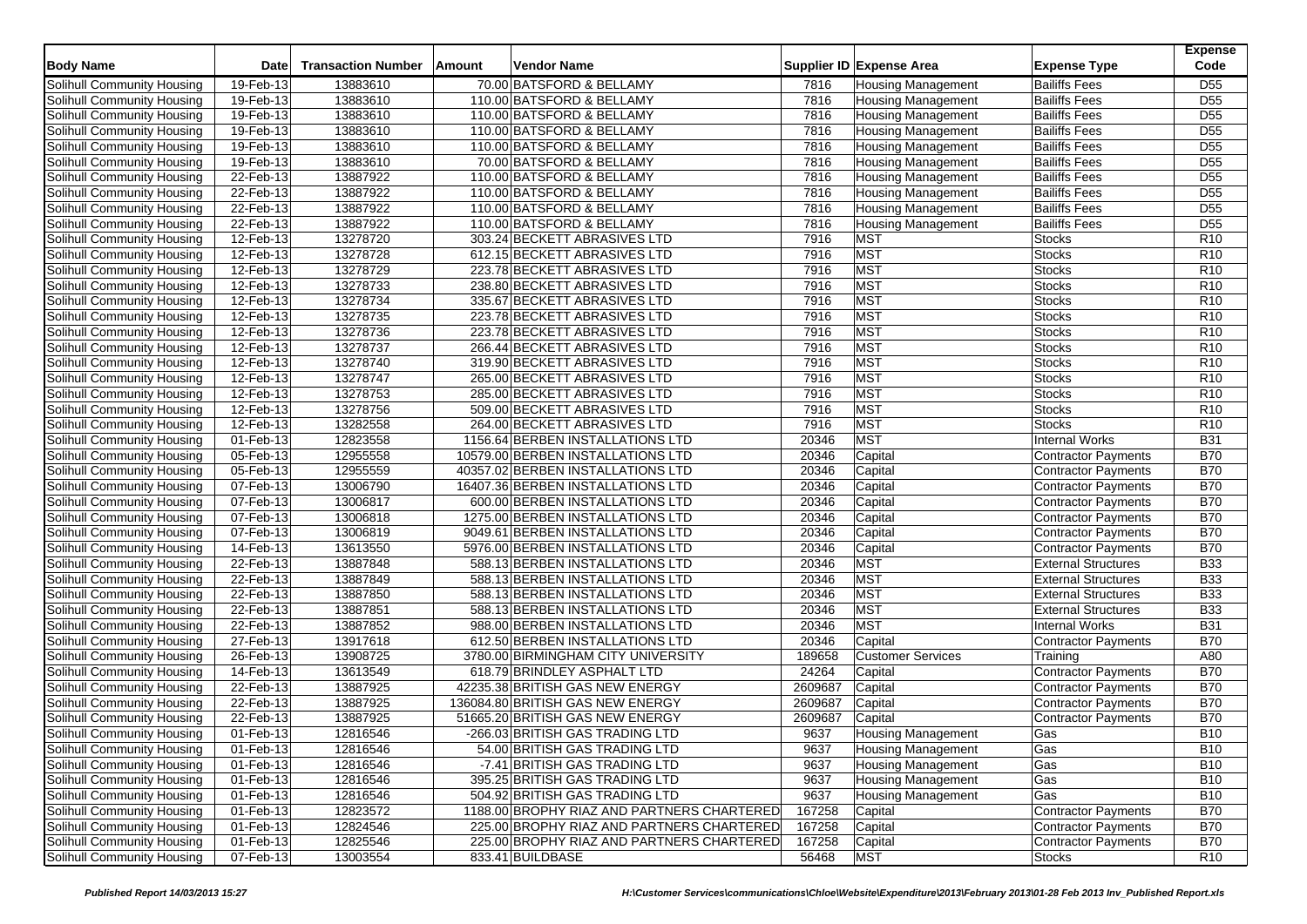| Body Name | Date | Transaction Number | Amount | Vendor Name | Supplier ID | Expense Area | Expense Type | Expense Code |
|---|---|---|---|---|---|---|---|---|
| Solihull Community Housing | 19-Feb-13 | 13883610 | 70.00 | BATSFORD & BELLAMY | 7816 | Housing Management | Bailiffs Fees | D55 |
| Solihull Community Housing | 19-Feb-13 | 13883610 | 110.00 | BATSFORD & BELLAMY | 7816 | Housing Management | Bailiffs Fees | D55 |
| Solihull Community Housing | 19-Feb-13 | 13883610 | 110.00 | BATSFORD & BELLAMY | 7816 | Housing Management | Bailiffs Fees | D55 |
| Solihull Community Housing | 19-Feb-13 | 13883610 | 110.00 | BATSFORD & BELLAMY | 7816 | Housing Management | Bailiffs Fees | D55 |
| Solihull Community Housing | 19-Feb-13 | 13883610 | 110.00 | BATSFORD & BELLAMY | 7816 | Housing Management | Bailiffs Fees | D55 |
| Solihull Community Housing | 19-Feb-13 | 13883610 | 70.00 | BATSFORD & BELLAMY | 7816 | Housing Management | Bailiffs Fees | D55 |
| Solihull Community Housing | 22-Feb-13 | 13887922 | 110.00 | BATSFORD & BELLAMY | 7816 | Housing Management | Bailiffs Fees | D55 |
| Solihull Community Housing | 22-Feb-13 | 13887922 | 110.00 | BATSFORD & BELLAMY | 7816 | Housing Management | Bailiffs Fees | D55 |
| Solihull Community Housing | 22-Feb-13 | 13887922 | 110.00 | BATSFORD & BELLAMY | 7816 | Housing Management | Bailiffs Fees | D55 |
| Solihull Community Housing | 22-Feb-13 | 13887922 | 110.00 | BATSFORD & BELLAMY | 7816 | Housing Management | Bailiffs Fees | D55 |
| Solihull Community Housing | 12-Feb-13 | 13278720 | 303.24 | BECKETT ABRASIVES LTD | 7916 | MST | Stocks | R10 |
| Solihull Community Housing | 12-Feb-13 | 13278728 | 612.15 | BECKETT ABRASIVES LTD | 7916 | MST | Stocks | R10 |
| Solihull Community Housing | 12-Feb-13 | 13278729 | 223.78 | BECKETT ABRASIVES LTD | 7916 | MST | Stocks | R10 |
| Solihull Community Housing | 12-Feb-13 | 13278733 | 238.80 | BECKETT ABRASIVES LTD | 7916 | MST | Stocks | R10 |
| Solihull Community Housing | 12-Feb-13 | 13278734 | 335.67 | BECKETT ABRASIVES LTD | 7916 | MST | Stocks | R10 |
| Solihull Community Housing | 12-Feb-13 | 13278735 | 223.78 | BECKETT ABRASIVES LTD | 7916 | MST | Stocks | R10 |
| Solihull Community Housing | 12-Feb-13 | 13278736 | 223.78 | BECKETT ABRASIVES LTD | 7916 | MST | Stocks | R10 |
| Solihull Community Housing | 12-Feb-13 | 13278737 | 266.44 | BECKETT ABRASIVES LTD | 7916 | MST | Stocks | R10 |
| Solihull Community Housing | 12-Feb-13 | 13278740 | 319.90 | BECKETT ABRASIVES LTD | 7916 | MST | Stocks | R10 |
| Solihull Community Housing | 12-Feb-13 | 13278747 | 265.00 | BECKETT ABRASIVES LTD | 7916 | MST | Stocks | R10 |
| Solihull Community Housing | 12-Feb-13 | 13278753 | 285.00 | BECKETT ABRASIVES LTD | 7916 | MST | Stocks | R10 |
| Solihull Community Housing | 12-Feb-13 | 13278756 | 509.00 | BECKETT ABRASIVES LTD | 7916 | MST | Stocks | R10 |
| Solihull Community Housing | 12-Feb-13 | 13282558 | 264.00 | BECKETT ABRASIVES LTD | 7916 | MST | Stocks | R10 |
| Solihull Community Housing | 01-Feb-13 | 12823558 | 1156.64 | BERBEN INSTALLATIONS LTD | 20346 | MST | Internal Works | B31 |
| Solihull Community Housing | 05-Feb-13 | 12955558 | 10579.00 | BERBEN INSTALLATIONS LTD | 20346 | Capital | Contractor Payments | B70 |
| Solihull Community Housing | 05-Feb-13 | 12955559 | 40357.02 | BERBEN INSTALLATIONS LTD | 20346 | Capital | Contractor Payments | B70 |
| Solihull Community Housing | 07-Feb-13 | 13006790 | 16407.36 | BERBEN INSTALLATIONS LTD | 20346 | Capital | Contractor Payments | B70 |
| Solihull Community Housing | 07-Feb-13 | 13006817 | 600.00 | BERBEN INSTALLATIONS LTD | 20346 | Capital | Contractor Payments | B70 |
| Solihull Community Housing | 07-Feb-13 | 13006818 | 1275.00 | BERBEN INSTALLATIONS LTD | 20346 | Capital | Contractor Payments | B70 |
| Solihull Community Housing | 07-Feb-13 | 13006819 | 9049.61 | BERBEN INSTALLATIONS LTD | 20346 | Capital | Contractor Payments | B70 |
| Solihull Community Housing | 14-Feb-13 | 13613550 | 5976.00 | BERBEN INSTALLATIONS LTD | 20346 | Capital | Contractor Payments | B70 |
| Solihull Community Housing | 22-Feb-13 | 13887848 | 588.13 | BERBEN INSTALLATIONS LTD | 20346 | MST | External Structures | B33 |
| Solihull Community Housing | 22-Feb-13 | 13887849 | 588.13 | BERBEN INSTALLATIONS LTD | 20346 | MST | External Structures | B33 |
| Solihull Community Housing | 22-Feb-13 | 13887850 | 588.13 | BERBEN INSTALLATIONS LTD | 20346 | MST | External Structures | B33 |
| Solihull Community Housing | 22-Feb-13 | 13887851 | 588.13 | BERBEN INSTALLATIONS LTD | 20346 | MST | External Structures | B33 |
| Solihull Community Housing | 22-Feb-13 | 13887852 | 988.00 | BERBEN INSTALLATIONS LTD | 20346 | MST | Internal Works | B31 |
| Solihull Community Housing | 27-Feb-13 | 13917618 | 612.50 | BERBEN INSTALLATIONS LTD | 20346 | Capital | Contractor Payments | B70 |
| Solihull Community Housing | 26-Feb-13 | 13908725 | 3780.00 | BIRMINGHAM CITY UNIVERSITY | 189658 | Customer Services | Training | A80 |
| Solihull Community Housing | 14-Feb-13 | 13613549 | 618.79 | BRINDLEY ASPHALT LTD | 24264 | Capital | Contractor Payments | B70 |
| Solihull Community Housing | 22-Feb-13 | 13887925 | 42235.38 | BRITISH GAS NEW ENERGY | 2609687 | Capital | Contractor Payments | B70 |
| Solihull Community Housing | 22-Feb-13 | 13887925 | 136084.80 | BRITISH GAS NEW ENERGY | 2609687 | Capital | Contractor Payments | B70 |
| Solihull Community Housing | 22-Feb-13 | 13887925 | 51665.20 | BRITISH GAS NEW ENERGY | 2609687 | Capital | Contractor Payments | B70 |
| Solihull Community Housing | 01-Feb-13 | 12816546 | -266.03 | BRITISH GAS TRADING LTD | 9637 | Housing Management | Gas | B10 |
| Solihull Community Housing | 01-Feb-13 | 12816546 | 54.00 | BRITISH GAS TRADING LTD | 9637 | Housing Management | Gas | B10 |
| Solihull Community Housing | 01-Feb-13 | 12816546 | -7.41 | BRITISH GAS TRADING LTD | 9637 | Housing Management | Gas | B10 |
| Solihull Community Housing | 01-Feb-13 | 12816546 | 395.25 | BRITISH GAS TRADING LTD | 9637 | Housing Management | Gas | B10 |
| Solihull Community Housing | 01-Feb-13 | 12816546 | 504.92 | BRITISH GAS TRADING LTD | 9637 | Housing Management | Gas | B10 |
| Solihull Community Housing | 01-Feb-13 | 12823572 | 1188.00 | BROPHY RIAZ AND PARTNERS CHARTERED | 167258 | Capital | Contractor Payments | B70 |
| Solihull Community Housing | 01-Feb-13 | 12824546 | 225.00 | BROPHY RIAZ AND PARTNERS CHARTERED | 167258 | Capital | Contractor Payments | B70 |
| Solihull Community Housing | 01-Feb-13 | 12825546 | 225.00 | BROPHY RIAZ AND PARTNERS CHARTERED | 167258 | Capital | Contractor Payments | B70 |
| Solihull Community Housing | 07-Feb-13 | 13003554 | 833.41 | BUILDBASE | 56468 | MST | Stocks | R10 |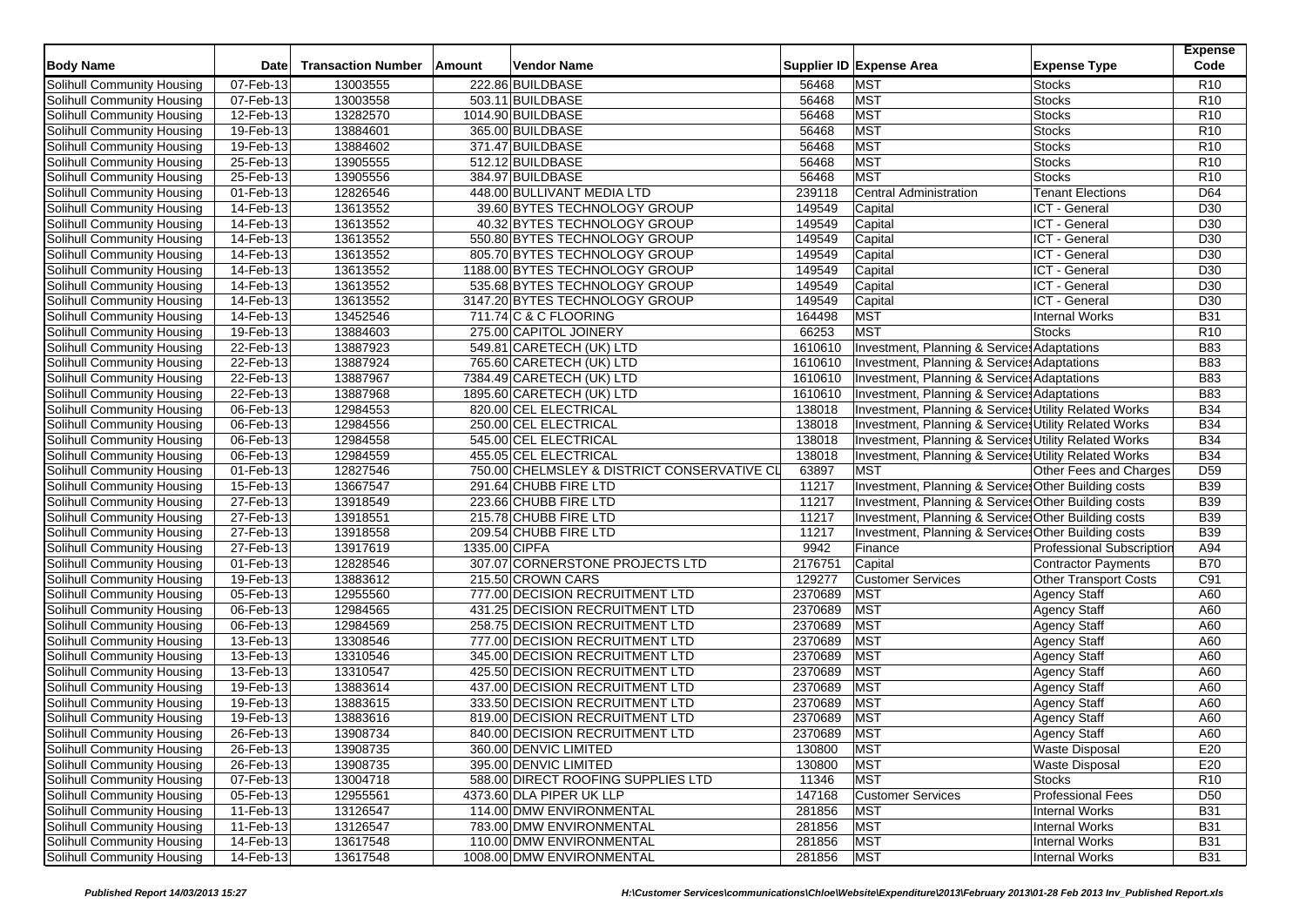| Body Name | Date | Transaction Number | Amount | Vendor Name | Supplier ID | Expense Area | Expense Type | Expense Code |
|---|---|---|---|---|---|---|---|---|
| Solihull Community Housing | 07-Feb-13 | 13003555 | 222.86 | BUILDBASE | 56468 | MST | Stocks | R10 |
| Solihull Community Housing | 07-Feb-13 | 13003558 | 503.11 | BUILDBASE | 56468 | MST | Stocks | R10 |
| Solihull Community Housing | 12-Feb-13 | 13282570 | 1014.90 | BUILDBASE | 56468 | MST | Stocks | R10 |
| Solihull Community Housing | 19-Feb-13 | 13884601 | 365.00 | BUILDBASE | 56468 | MST | Stocks | R10 |
| Solihull Community Housing | 19-Feb-13 | 13884602 | 371.47 | BUILDBASE | 56468 | MST | Stocks | R10 |
| Solihull Community Housing | 25-Feb-13 | 13905555 | 512.12 | BUILDBASE | 56468 | MST | Stocks | R10 |
| Solihull Community Housing | 25-Feb-13 | 13905556 | 384.97 | BUILDBASE | 56468 | MST | Stocks | R10 |
| Solihull Community Housing | 01-Feb-13 | 12826546 | 448.00 | BULLIVANT MEDIA LTD | 239118 | Central Administration | Tenant Elections | D64 |
| Solihull Community Housing | 14-Feb-13 | 13613552 | 39.60 | BYTES TECHNOLOGY GROUP | 149549 | Capital | ICT - General | D30 |
| Solihull Community Housing | 14-Feb-13 | 13613552 | 40.32 | BYTES TECHNOLOGY GROUP | 149549 | Capital | ICT - General | D30 |
| Solihull Community Housing | 14-Feb-13 | 13613552 | 550.80 | BYTES TECHNOLOGY GROUP | 149549 | Capital | ICT - General | D30 |
| Solihull Community Housing | 14-Feb-13 | 13613552 | 805.70 | BYTES TECHNOLOGY GROUP | 149549 | Capital | ICT - General | D30 |
| Solihull Community Housing | 14-Feb-13 | 13613552 | 1188.00 | BYTES TECHNOLOGY GROUP | 149549 | Capital | ICT - General | D30 |
| Solihull Community Housing | 14-Feb-13 | 13613552 | 535.68 | BYTES TECHNOLOGY GROUP | 149549 | Capital | ICT - General | D30 |
| Solihull Community Housing | 14-Feb-13 | 13613552 | 3147.20 | BYTES TECHNOLOGY GROUP | 149549 | Capital | ICT - General | D30 |
| Solihull Community Housing | 14-Feb-13 | 13452546 | 711.74 | C & C FLOORING | 164498 | MST | Internal Works | B31 |
| Solihull Community Housing | 19-Feb-13 | 13884603 | 275.00 | CAPITOL JOINERY | 66253 | MST | Stocks | R10 |
| Solihull Community Housing | 22-Feb-13 | 13887923 | 549.81 | CARETECH (UK) LTD | 1610610 | Investment, Planning & Services | Adaptations | B83 |
| Solihull Community Housing | 22-Feb-13 | 13887924 | 765.60 | CARETECH (UK) LTD | 1610610 | Investment, Planning & Services | Adaptations | B83 |
| Solihull Community Housing | 22-Feb-13 | 13887967 | 7384.49 | CARETECH (UK) LTD | 1610610 | Investment, Planning & Services | Adaptations | B83 |
| Solihull Community Housing | 22-Feb-13 | 13887968 | 1895.60 | CARETECH (UK) LTD | 1610610 | Investment, Planning & Services | Adaptations | B83 |
| Solihull Community Housing | 06-Feb-13 | 12984553 | 820.00 | CEL ELECTRICAL | 138018 | Investment, Planning & Services | Utility Related Works | B34 |
| Solihull Community Housing | 06-Feb-13 | 12984556 | 250.00 | CEL ELECTRICAL | 138018 | Investment, Planning & Services | Utility Related Works | B34 |
| Solihull Community Housing | 06-Feb-13 | 12984558 | 545.00 | CEL ELECTRICAL | 138018 | Investment, Planning & Services | Utility Related Works | B34 |
| Solihull Community Housing | 06-Feb-13 | 12984559 | 455.05 | CEL ELECTRICAL | 138018 | Investment, Planning & Services | Utility Related Works | B34 |
| Solihull Community Housing | 01-Feb-13 | 12827546 | 750.00 | CHELMSLEY & DISTRICT CONSERVATIVE CL | 63897 | MST | Other Fees and Charges | D59 |
| Solihull Community Housing | 15-Feb-13 | 13667547 | 291.64 | CHUBB FIRE LTD | 11217 | Investment, Planning & Services | Other Building costs | B39 |
| Solihull Community Housing | 27-Feb-13 | 13918549 | 223.66 | CHUBB FIRE LTD | 11217 | Investment, Planning & Services | Other Building costs | B39 |
| Solihull Community Housing | 27-Feb-13 | 13918551 | 215.78 | CHUBB FIRE LTD | 11217 | Investment, Planning & Services | Other Building costs | B39 |
| Solihull Community Housing | 27-Feb-13 | 13918558 | 209.54 | CHUBB FIRE LTD | 11217 | Investment, Planning & Services | Other Building costs | B39 |
| Solihull Community Housing | 27-Feb-13 | 13917619 | 1335.00 | CIPFA | 9942 | Finance | Professional Subscription | A94 |
| Solihull Community Housing | 01-Feb-13 | 12828546 | 307.07 | CORNERSTONE PROJECTS LTD | 2176751 | Capital | Contractor Payments | B70 |
| Solihull Community Housing | 19-Feb-13 | 13883612 | 215.50 | CROWN CARS | 129277 | Customer Services | Other Transport Costs | C91 |
| Solihull Community Housing | 05-Feb-13 | 12955560 | 777.00 | DECISION RECRUITMENT LTD | 2370689 | MST | Agency Staff | A60 |
| Solihull Community Housing | 06-Feb-13 | 12984565 | 431.25 | DECISION RECRUITMENT LTD | 2370689 | MST | Agency Staff | A60 |
| Solihull Community Housing | 06-Feb-13 | 12984569 | 258.75 | DECISION RECRUITMENT LTD | 2370689 | MST | Agency Staff | A60 |
| Solihull Community Housing | 13-Feb-13 | 13308546 | 777.00 | DECISION RECRUITMENT LTD | 2370689 | MST | Agency Staff | A60 |
| Solihull Community Housing | 13-Feb-13 | 13310546 | 345.00 | DECISION RECRUITMENT LTD | 2370689 | MST | Agency Staff | A60 |
| Solihull Community Housing | 13-Feb-13 | 13310547 | 425.50 | DECISION RECRUITMENT LTD | 2370689 | MST | Agency Staff | A60 |
| Solihull Community Housing | 19-Feb-13 | 13883614 | 437.00 | DECISION RECRUITMENT LTD | 2370689 | MST | Agency Staff | A60 |
| Solihull Community Housing | 19-Feb-13 | 13883615 | 333.50 | DECISION RECRUITMENT LTD | 2370689 | MST | Agency Staff | A60 |
| Solihull Community Housing | 19-Feb-13 | 13883616 | 819.00 | DECISION RECRUITMENT LTD | 2370689 | MST | Agency Staff | A60 |
| Solihull Community Housing | 26-Feb-13 | 13908734 | 840.00 | DECISION RECRUITMENT LTD | 2370689 | MST | Agency Staff | A60 |
| Solihull Community Housing | 26-Feb-13 | 13908735 | 360.00 | DENVIC LIMITED | 130800 | MST | Waste Disposal | E20 |
| Solihull Community Housing | 26-Feb-13 | 13908735 | 395.00 | DENVIC LIMITED | 130800 | MST | Waste Disposal | E20 |
| Solihull Community Housing | 07-Feb-13 | 13004718 | 588.00 | DIRECT ROOFING SUPPLIES LTD | 11346 | MST | Stocks | R10 |
| Solihull Community Housing | 05-Feb-13 | 12955561 | 4373.60 | DLA PIPER UK LLP | 147168 | Customer Services | Professional Fees | D50 |
| Solihull Community Housing | 11-Feb-13 | 13126547 | 114.00 | DMW ENVIRONMENTAL | 281856 | MST | Internal Works | B31 |
| Solihull Community Housing | 11-Feb-13 | 13126547 | 783.00 | DMW ENVIRONMENTAL | 281856 | MST | Internal Works | B31 |
| Solihull Community Housing | 14-Feb-13 | 13617548 | 110.00 | DMW ENVIRONMENTAL | 281856 | MST | Internal Works | B31 |
| Solihull Community Housing | 14-Feb-13 | 13617548 | 1008.00 | DMW ENVIRONMENTAL | 281856 | MST | Internal Works | B31 |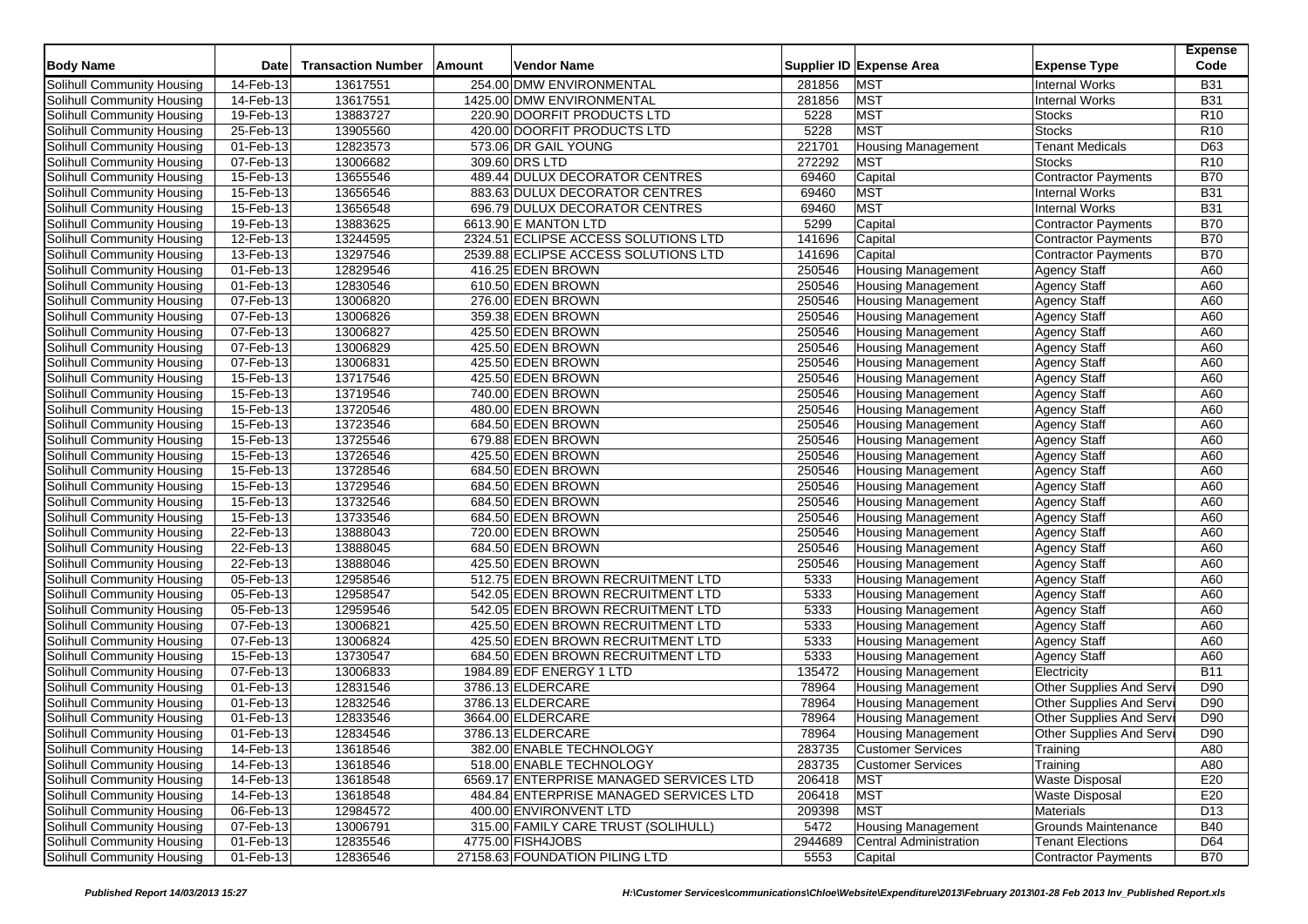| Body Name | Date | Transaction Number | Amount | Vendor Name | Supplier ID | Expense Area | Expense Type | Expense Code |
|---|---|---|---|---|---|---|---|---|
| Solihull Community Housing | 14-Feb-13 | 13617551 | 254.00 | DMW ENVIRONMENTAL | 281856 | MST | Internal Works | B31 |
| Solihull Community Housing | 14-Feb-13 | 13617551 | 1425.00 | DMW ENVIRONMENTAL | 281856 | MST | Internal Works | B31 |
| Solihull Community Housing | 19-Feb-13 | 13883727 | 220.90 | DOORFIT PRODUCTS LTD | 5228 | MST | Stocks | R10 |
| Solihull Community Housing | 25-Feb-13 | 13905560 | 420.00 | DOORFIT PRODUCTS LTD | 5228 | MST | Stocks | R10 |
| Solihull Community Housing | 01-Feb-13 | 12823573 | 573.06 | DR GAIL YOUNG | 221701 | Housing Management | Tenant Medicals | D63 |
| Solihull Community Housing | 07-Feb-13 | 13006682 | 309.60 | DRS LTD | 272292 | MST | Stocks | R10 |
| Solihull Community Housing | 15-Feb-13 | 13655546 | 489.44 | DULUX DECORATOR CENTRES | 69460 | Capital | Contractor Payments | B70 |
| Solihull Community Housing | 15-Feb-13 | 13656546 | 883.63 | DULUX DECORATOR CENTRES | 69460 | MST | Internal Works | B31 |
| Solihull Community Housing | 15-Feb-13 | 13656548 | 696.79 | DULUX DECORATOR CENTRES | 69460 | MST | Internal Works | B31 |
| Solihull Community Housing | 19-Feb-13 | 13883625 | 6613.90 | E MANTON LTD | 5299 | Capital | Contractor Payments | B70 |
| Solihull Community Housing | 12-Feb-13 | 13244595 | 2324.51 | ECLIPSE ACCESS SOLUTIONS LTD | 141696 | Capital | Contractor Payments | B70 |
| Solihull Community Housing | 13-Feb-13 | 13297546 | 2539.88 | ECLIPSE ACCESS SOLUTIONS LTD | 141696 | Capital | Contractor Payments | B70 |
| Solihull Community Housing | 01-Feb-13 | 12829546 | 416.25 | EDEN BROWN | 250546 | Housing Management | Agency Staff | A60 |
| Solihull Community Housing | 01-Feb-13 | 12830546 | 610.50 | EDEN BROWN | 250546 | Housing Management | Agency Staff | A60 |
| Solihull Community Housing | 07-Feb-13 | 13006820 | 276.00 | EDEN BROWN | 250546 | Housing Management | Agency Staff | A60 |
| Solihull Community Housing | 07-Feb-13 | 13006826 | 359.38 | EDEN BROWN | 250546 | Housing Management | Agency Staff | A60 |
| Solihull Community Housing | 07-Feb-13 | 13006827 | 425.50 | EDEN BROWN | 250546 | Housing Management | Agency Staff | A60 |
| Solihull Community Housing | 07-Feb-13 | 13006829 | 425.50 | EDEN BROWN | 250546 | Housing Management | Agency Staff | A60 |
| Solihull Community Housing | 07-Feb-13 | 13006831 | 425.50 | EDEN BROWN | 250546 | Housing Management | Agency Staff | A60 |
| Solihull Community Housing | 15-Feb-13 | 13717546 | 425.50 | EDEN BROWN | 250546 | Housing Management | Agency Staff | A60 |
| Solihull Community Housing | 15-Feb-13 | 13719546 | 740.00 | EDEN BROWN | 250546 | Housing Management | Agency Staff | A60 |
| Solihull Community Housing | 15-Feb-13 | 13720546 | 480.00 | EDEN BROWN | 250546 | Housing Management | Agency Staff | A60 |
| Solihull Community Housing | 15-Feb-13 | 13723546 | 684.50 | EDEN BROWN | 250546 | Housing Management | Agency Staff | A60 |
| Solihull Community Housing | 15-Feb-13 | 13725546 | 679.88 | EDEN BROWN | 250546 | Housing Management | Agency Staff | A60 |
| Solihull Community Housing | 15-Feb-13 | 13726546 | 425.50 | EDEN BROWN | 250546 | Housing Management | Agency Staff | A60 |
| Solihull Community Housing | 15-Feb-13 | 13728546 | 684.50 | EDEN BROWN | 250546 | Housing Management | Agency Staff | A60 |
| Solihull Community Housing | 15-Feb-13 | 13729546 | 684.50 | EDEN BROWN | 250546 | Housing Management | Agency Staff | A60 |
| Solihull Community Housing | 15-Feb-13 | 13732546 | 684.50 | EDEN BROWN | 250546 | Housing Management | Agency Staff | A60 |
| Solihull Community Housing | 15-Feb-13 | 13733546 | 684.50 | EDEN BROWN | 250546 | Housing Management | Agency Staff | A60 |
| Solihull Community Housing | 22-Feb-13 | 13888043 | 720.00 | EDEN BROWN | 250546 | Housing Management | Agency Staff | A60 |
| Solihull Community Housing | 22-Feb-13 | 13888045 | 684.50 | EDEN BROWN | 250546 | Housing Management | Agency Staff | A60 |
| Solihull Community Housing | 22-Feb-13 | 13888046 | 425.50 | EDEN BROWN | 250546 | Housing Management | Agency Staff | A60 |
| Solihull Community Housing | 05-Feb-13 | 12958546 | 512.75 | EDEN BROWN RECRUITMENT LTD | 5333 | Housing Management | Agency Staff | A60 |
| Solihull Community Housing | 05-Feb-13 | 12958547 | 542.05 | EDEN BROWN RECRUITMENT LTD | 5333 | Housing Management | Agency Staff | A60 |
| Solihull Community Housing | 05-Feb-13 | 12959546 | 542.05 | EDEN BROWN RECRUITMENT LTD | 5333 | Housing Management | Agency Staff | A60 |
| Solihull Community Housing | 07-Feb-13 | 13006821 | 425.50 | EDEN BROWN RECRUITMENT LTD | 5333 | Housing Management | Agency Staff | A60 |
| Solihull Community Housing | 07-Feb-13 | 13006824 | 425.50 | EDEN BROWN RECRUITMENT LTD | 5333 | Housing Management | Agency Staff | A60 |
| Solihull Community Housing | 15-Feb-13 | 13730547 | 684.50 | EDEN BROWN RECRUITMENT LTD | 5333 | Housing Management | Agency Staff | A60 |
| Solihull Community Housing | 07-Feb-13 | 13006833 | 1984.89 | EDF ENERGY 1 LTD | 135472 | Housing Management | Electricity | B11 |
| Solihull Community Housing | 01-Feb-13 | 12831546 | 3786.13 | ELDERCARE | 78964 | Housing Management | Other Supplies And Servi | D90 |
| Solihull Community Housing | 01-Feb-13 | 12832546 | 3786.13 | ELDERCARE | 78964 | Housing Management | Other Supplies And Servi | D90 |
| Solihull Community Housing | 01-Feb-13 | 12833546 | 3664.00 | ELDERCARE | 78964 | Housing Management | Other Supplies And Servi | D90 |
| Solihull Community Housing | 01-Feb-13 | 12834546 | 3786.13 | ELDERCARE | 78964 | Housing Management | Other Supplies And Servi | D90 |
| Solihull Community Housing | 14-Feb-13 | 13618546 | 382.00 | ENABLE TECHNOLOGY | 283735 | Customer Services | Training | A80 |
| Solihull Community Housing | 14-Feb-13 | 13618546 | 518.00 | ENABLE TECHNOLOGY | 283735 | Customer Services | Training | A80 |
| Solihull Community Housing | 14-Feb-13 | 13618548 | 6569.17 | ENTERPRISE MANAGED SERVICES LTD | 206418 | MST | Waste Disposal | E20 |
| Solihull Community Housing | 14-Feb-13 | 13618548 | 484.84 | ENTERPRISE MANAGED SERVICES LTD | 206418 | MST | Waste Disposal | E20 |
| Solihull Community Housing | 06-Feb-13 | 12984572 | 400.00 | ENVIRONVENT LTD | 209398 | MST | Materials | D13 |
| Solihull Community Housing | 07-Feb-13 | 13006791 | 315.00 | FAMILY CARE TRUST (SOLIHULL) | 5472 | Housing Management | Grounds Maintenance | B40 |
| Solihull Community Housing | 01-Feb-13 | 12835546 | 4775.00 | FISH4JOBS | 2944689 | Central Administration | Tenant Elections | D64 |
| Solihull Community Housing | 01-Feb-13 | 12836546 | 27158.63 | FOUNDATION PILING LTD | 5553 | Capital | Contractor Payments | B70 |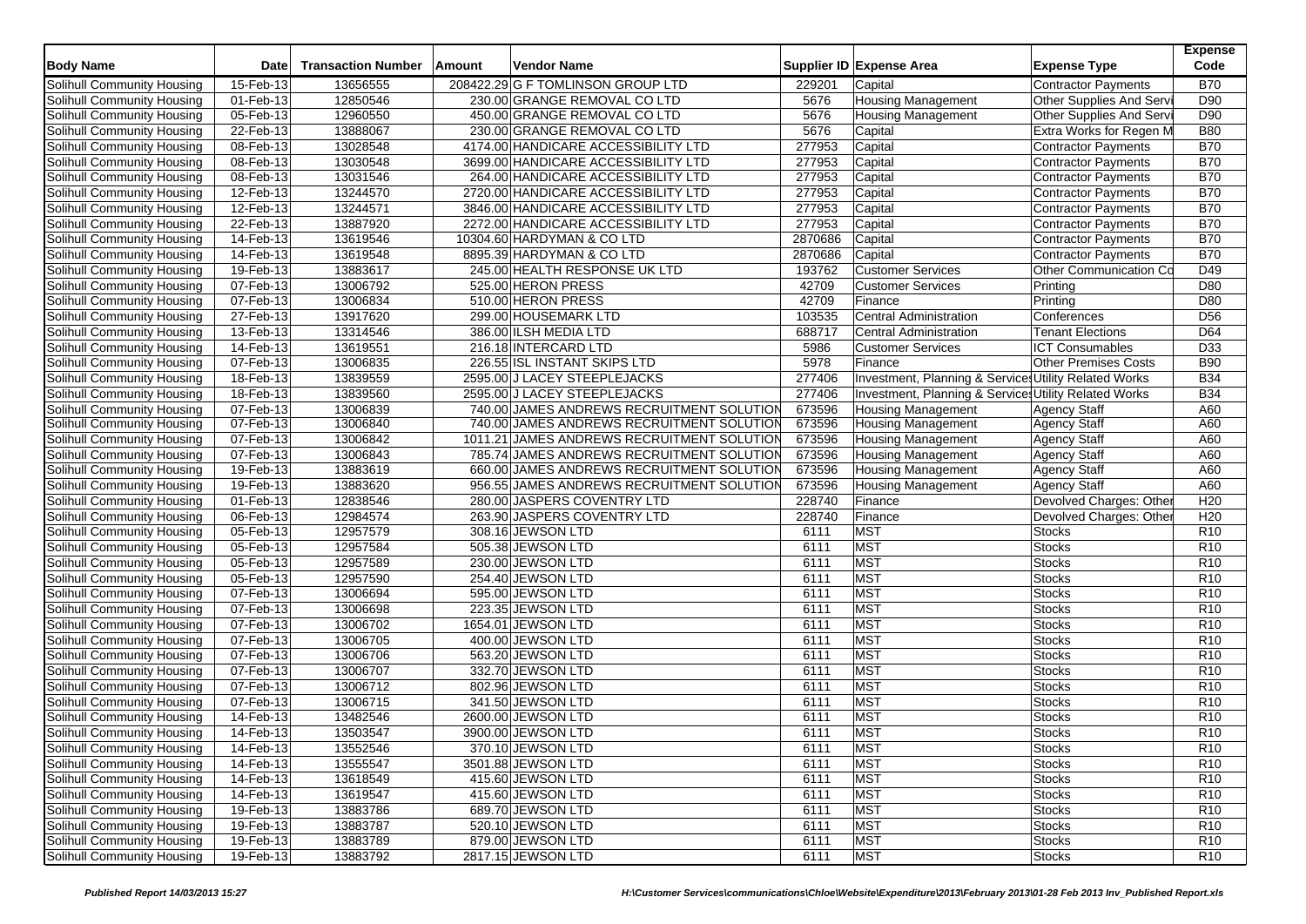| Body Name | Date | Transaction Number | Amount | Vendor Name | Supplier ID | Expense Area | Expense Type | Expense Code |
|---|---|---|---|---|---|---|---|---|
| Solihull Community Housing | 15-Feb-13 | 13656555 | 208422.29 | G F TOMLINSON GROUP LTD | 229201 | Capital | Contractor Payments | B70 |
| Solihull Community Housing | 01-Feb-13 | 12850546 | 230.00 | GRANGE REMOVAL CO LTD | 5676 | Housing Management | Other Supplies And Servi | D90 |
| Solihull Community Housing | 05-Feb-13 | 12960550 | 450.00 | GRANGE REMOVAL CO LTD | 5676 | Housing Management | Other Supplies And Servi | D90 |
| Solihull Community Housing | 22-Feb-13 | 13888067 | 230.00 | GRANGE REMOVAL CO LTD | 5676 | Capital | Extra Works for Regen M | B80 |
| Solihull Community Housing | 08-Feb-13 | 13028548 | 4174.00 | HANDICARE ACCESSIBILITY LTD | 277953 | Capital | Contractor Payments | B70 |
| Solihull Community Housing | 08-Feb-13 | 13030548 | 3699.00 | HANDICARE ACCESSIBILITY LTD | 277953 | Capital | Contractor Payments | B70 |
| Solihull Community Housing | 08-Feb-13 | 13031546 | 264.00 | HANDICARE ACCESSIBILITY LTD | 277953 | Capital | Contractor Payments | B70 |
| Solihull Community Housing | 12-Feb-13 | 13244570 | 2720.00 | HANDICARE ACCESSIBILITY LTD | 277953 | Capital | Contractor Payments | B70 |
| Solihull Community Housing | 12-Feb-13 | 13244571 | 3846.00 | HANDICARE ACCESSIBILITY LTD | 277953 | Capital | Contractor Payments | B70 |
| Solihull Community Housing | 22-Feb-13 | 13887920 | 2272.00 | HANDICARE ACCESSIBILITY LTD | 277953 | Capital | Contractor Payments | B70 |
| Solihull Community Housing | 14-Feb-13 | 13619546 | 10304.60 | HARDYMAN & CO LTD | 2870686 | Capital | Contractor Payments | B70 |
| Solihull Community Housing | 14-Feb-13 | 13619548 | 8895.39 | HARDYMAN & CO LTD | 2870686 | Capital | Contractor Payments | B70 |
| Solihull Community Housing | 19-Feb-13 | 13883617 | 245.00 | HEALTH RESPONSE UK LTD | 193762 | Customer Services | Other Communication Co | D49 |
| Solihull Community Housing | 07-Feb-13 | 13006792 | 525.00 | HERON PRESS | 42709 | Customer Services | Printing | D80 |
| Solihull Community Housing | 07-Feb-13 | 13006834 | 510.00 | HERON PRESS | 42709 | Finance | Printing | D80 |
| Solihull Community Housing | 27-Feb-13 | 13917620 | 299.00 | HOUSEMARK LTD | 103535 | Central Administration | Conferences | D56 |
| Solihull Community Housing | 13-Feb-13 | 13314546 | 386.00 | ILSH MEDIA LTD | 688717 | Central Administration | Tenant Elections | D64 |
| Solihull Community Housing | 14-Feb-13 | 13619551 | 216.18 | INTERCARD LTD | 5986 | Customer Services | ICT Consumables | D33 |
| Solihull Community Housing | 07-Feb-13 | 13006835 | 226.55 | ISL INSTANT SKIPS LTD | 5978 | Finance | Other Premises Costs | B90 |
| Solihull Community Housing | 18-Feb-13 | 13839559 | 2595.00 | J LACEY STEEPLEJACKS | 277406 | Investment, Planning & Services | Utility Related Works | B34 |
| Solihull Community Housing | 18-Feb-13 | 13839560 | 2595.00 | J LACEY STEEPLEJACKS | 277406 | Investment, Planning & Services | Utility Related Works | B34 |
| Solihull Community Housing | 07-Feb-13 | 13006839 | 740.00 | JAMES ANDREWS RECRUITMENT SOLUTION | 673596 | Housing Management | Agency Staff | A60 |
| Solihull Community Housing | 07-Feb-13 | 13006840 | 740.00 | JAMES ANDREWS RECRUITMENT SOLUTION | 673596 | Housing Management | Agency Staff | A60 |
| Solihull Community Housing | 07-Feb-13 | 13006842 | 1011.21 | JAMES ANDREWS RECRUITMENT SOLUTION | 673596 | Housing Management | Agency Staff | A60 |
| Solihull Community Housing | 07-Feb-13 | 13006843 | 785.74 | JAMES ANDREWS RECRUITMENT SOLUTION | 673596 | Housing Management | Agency Staff | A60 |
| Solihull Community Housing | 19-Feb-13 | 13883619 | 660.00 | JAMES ANDREWS RECRUITMENT SOLUTION | 673596 | Housing Management | Agency Staff | A60 |
| Solihull Community Housing | 19-Feb-13 | 13883620 | 956.55 | JAMES ANDREWS RECRUITMENT SOLUTION | 673596 | Housing Management | Agency Staff | A60 |
| Solihull Community Housing | 01-Feb-13 | 12838546 | 280.00 | JASPERS COVENTRY LTD | 228740 | Finance | Devolved Charges: Other | H20 |
| Solihull Community Housing | 06-Feb-13 | 12984574 | 263.90 | JASPERS COVENTRY LTD | 228740 | Finance | Devolved Charges: Other | H20 |
| Solihull Community Housing | 05-Feb-13 | 12957579 | 308.16 | JEWSON LTD | 6111 | MST | Stocks | R10 |
| Solihull Community Housing | 05-Feb-13 | 12957584 | 505.38 | JEWSON LTD | 6111 | MST | Stocks | R10 |
| Solihull Community Housing | 05-Feb-13 | 12957589 | 230.00 | JEWSON LTD | 6111 | MST | Stocks | R10 |
| Solihull Community Housing | 05-Feb-13 | 12957590 | 254.40 | JEWSON LTD | 6111 | MST | Stocks | R10 |
| Solihull Community Housing | 07-Feb-13 | 13006694 | 595.00 | JEWSON LTD | 6111 | MST | Stocks | R10 |
| Solihull Community Housing | 07-Feb-13 | 13006698 | 223.35 | JEWSON LTD | 6111 | MST | Stocks | R10 |
| Solihull Community Housing | 07-Feb-13 | 13006702 | 1654.01 | JEWSON LTD | 6111 | MST | Stocks | R10 |
| Solihull Community Housing | 07-Feb-13 | 13006705 | 400.00 | JEWSON LTD | 6111 | MST | Stocks | R10 |
| Solihull Community Housing | 07-Feb-13 | 13006706 | 563.20 | JEWSON LTD | 6111 | MST | Stocks | R10 |
| Solihull Community Housing | 07-Feb-13 | 13006707 | 332.70 | JEWSON LTD | 6111 | MST | Stocks | R10 |
| Solihull Community Housing | 07-Feb-13 | 13006712 | 802.96 | JEWSON LTD | 6111 | MST | Stocks | R10 |
| Solihull Community Housing | 07-Feb-13 | 13006715 | 341.50 | JEWSON LTD | 6111 | MST | Stocks | R10 |
| Solihull Community Housing | 14-Feb-13 | 13482546 | 2600.00 | JEWSON LTD | 6111 | MST | Stocks | R10 |
| Solihull Community Housing | 14-Feb-13 | 13503547 | 3900.00 | JEWSON LTD | 6111 | MST | Stocks | R10 |
| Solihull Community Housing | 14-Feb-13 | 13552546 | 370.10 | JEWSON LTD | 6111 | MST | Stocks | R10 |
| Solihull Community Housing | 14-Feb-13 | 13555547 | 3501.88 | JEWSON LTD | 6111 | MST | Stocks | R10 |
| Solihull Community Housing | 14-Feb-13 | 13618549 | 415.60 | JEWSON LTD | 6111 | MST | Stocks | R10 |
| Solihull Community Housing | 14-Feb-13 | 13619547 | 415.60 | JEWSON LTD | 6111 | MST | Stocks | R10 |
| Solihull Community Housing | 19-Feb-13 | 13883786 | 689.70 | JEWSON LTD | 6111 | MST | Stocks | R10 |
| Solihull Community Housing | 19-Feb-13 | 13883787 | 520.10 | JEWSON LTD | 6111 | MST | Stocks | R10 |
| Solihull Community Housing | 19-Feb-13 | 13883789 | 879.00 | JEWSON LTD | 6111 | MST | Stocks | R10 |
| Solihull Community Housing | 19-Feb-13 | 13883792 | 2817.15 | JEWSON LTD | 6111 | MST | Stocks | R10 |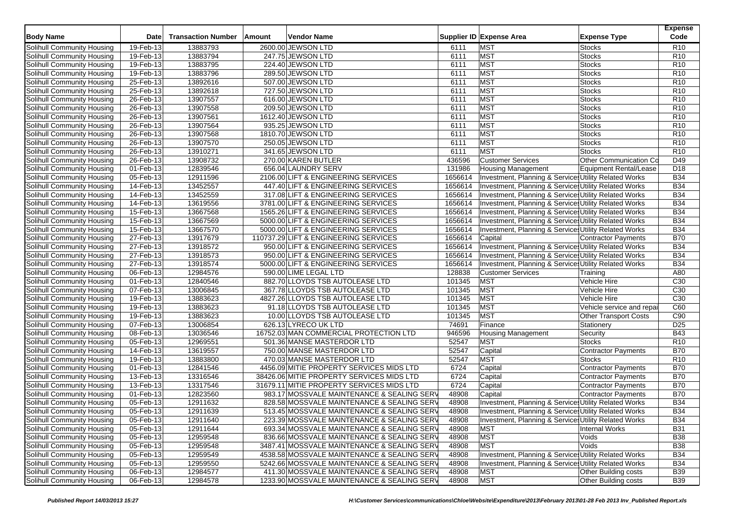| Body Name | Date | Transaction Number | Amount | Vendor Name | Supplier ID | Expense Area | Expense Type | Expense Code |
|---|---|---|---|---|---|---|---|---|
| Solihull Community Housing | 19-Feb-13 | 13883793 | 2600.00 | JEWSON LTD | 6111 | MST | Stocks | R10 |
| Solihull Community Housing | 19-Feb-13 | 13883794 | 247.75 | JEWSON LTD | 6111 | MST | Stocks | R10 |
| Solihull Community Housing | 19-Feb-13 | 13883795 | 224.40 | JEWSON LTD | 6111 | MST | Stocks | R10 |
| Solihull Community Housing | 19-Feb-13 | 13883796 | 289.50 | JEWSON LTD | 6111 | MST | Stocks | R10 |
| Solihull Community Housing | 25-Feb-13 | 13892616 | 507.00 | JEWSON LTD | 6111 | MST | Stocks | R10 |
| Solihull Community Housing | 25-Feb-13 | 13892618 | 727.50 | JEWSON LTD | 6111 | MST | Stocks | R10 |
| Solihull Community Housing | 26-Feb-13 | 13907557 | 616.00 | JEWSON LTD | 6111 | MST | Stocks | R10 |
| Solihull Community Housing | 26-Feb-13 | 13907558 | 209.50 | JEWSON LTD | 6111 | MST | Stocks | R10 |
| Solihull Community Housing | 26-Feb-13 | 13907561 | 1612.40 | JEWSON LTD | 6111 | MST | Stocks | R10 |
| Solihull Community Housing | 26-Feb-13 | 13907564 | 935.25 | JEWSON LTD | 6111 | MST | Stocks | R10 |
| Solihull Community Housing | 26-Feb-13 | 13907568 | 1810.70 | JEWSON LTD | 6111 | MST | Stocks | R10 |
| Solihull Community Housing | 26-Feb-13 | 13907570 | 250.05 | JEWSON LTD | 6111 | MST | Stocks | R10 |
| Solihull Community Housing | 26-Feb-13 | 13910271 | 341.65 | JEWSON LTD | 6111 | MST | Stocks | R10 |
| Solihull Community Housing | 26-Feb-13 | 13908732 | 270.00 | KAREN BUTLER | 436596 | Customer Services | Other Communication Co | D49 |
| Solihull Community Housing | 01-Feb-13 | 12839546 | 656.04 | LAUNDRY SERV | 131986 | Housing Management | Equipment Rental/Lease | D18 |
| Solihull Community Housing | 05-Feb-13 | 12911596 | 2106.00 | LIFT & ENGINEERING SERVICES | 1656614 | Investment, Planning & Services | Utility Related Works | B34 |
| Solihull Community Housing | 14-Feb-13 | 13452557 | 447.40 | LIFT & ENGINEERING SERVICES | 1656614 | Investment, Planning & Services | Utility Related Works | B34 |
| Solihull Community Housing | 14-Feb-13 | 13452559 | 317.08 | LIFT & ENGINEERING SERVICES | 1656614 | Investment, Planning & Services | Utility Related Works | B34 |
| Solihull Community Housing | 14-Feb-13 | 13619556 | 3781.00 | LIFT & ENGINEERING SERVICES | 1656614 | Investment, Planning & Services | Utility Related Works | B34 |
| Solihull Community Housing | 15-Feb-13 | 13667568 | 1565.26 | LIFT & ENGINEERING SERVICES | 1656614 | Investment, Planning & Services | Utility Related Works | B34 |
| Solihull Community Housing | 15-Feb-13 | 13667569 | 5000.00 | LIFT & ENGINEERING SERVICES | 1656614 | Investment, Planning & Services | Utility Related Works | B34 |
| Solihull Community Housing | 15-Feb-13 | 13667570 | 5000.00 | LIFT & ENGINEERING SERVICES | 1656614 | Investment, Planning & Services | Utility Related Works | B34 |
| Solihull Community Housing | 27-Feb-13 | 13917679 | 110737.29 | LIFT & ENGINEERING SERVICES | 1656614 | Capital | Contractor Payments | B70 |
| Solihull Community Housing | 27-Feb-13 | 13918572 | 950.00 | LIFT & ENGINEERING SERVICES | 1656614 | Investment, Planning & Services | Utility Related Works | B34 |
| Solihull Community Housing | 27-Feb-13 | 13918573 | 950.00 | LIFT & ENGINEERING SERVICES | 1656614 | Investment, Planning & Services | Utility Related Works | B34 |
| Solihull Community Housing | 27-Feb-13 | 13918574 | 5000.00 | LIFT & ENGINEERING SERVICES | 1656614 | Investment, Planning & Services | Utility Related Works | B34 |
| Solihull Community Housing | 06-Feb-13 | 12984576 | 590.00 | LIME LEGAL LTD | 128838 | Customer Services | Training | A80 |
| Solihull Community Housing | 01-Feb-13 | 12840546 | 882.70 | LLOYDS TSB AUTOLEASE LTD | 101345 | MST | Vehicle Hire | C30 |
| Solihull Community Housing | 07-Feb-13 | 13006845 | 367.78 | LLOYDS TSB AUTOLEASE LTD | 101345 | MST | Vehicle Hire | C30 |
| Solihull Community Housing | 19-Feb-13 | 13883623 | 4827.26 | LLOYDS TSB AUTOLEASE LTD | 101345 | MST | Vehicle Hire | C30 |
| Solihull Community Housing | 19-Feb-13 | 13883623 | 91.18 | LLOYDS TSB AUTOLEASE LTD | 101345 | MST | Vehicle service and repai | C60 |
| Solihull Community Housing | 19-Feb-13 | 13883623 | 10.00 | LLOYDS TSB AUTOLEASE LTD | 101345 | MST | Other Transport Costs | C90 |
| Solihull Community Housing | 07-Feb-13 | 13006854 | 626.13 | LYRECO UK LTD | 74691 | Finance | Stationery | D25 |
| Solihull Community Housing | 08-Feb-13 | 13036546 | 16752.03 | MAN COMMERCIAL PROTECTION LTD | 946596 | Housing Management | Security | B43 |
| Solihull Community Housing | 05-Feb-13 | 12969551 | 501.36 | MANSE MASTERDOR LTD | 52547 | MST | Stocks | R10 |
| Solihull Community Housing | 14-Feb-13 | 13619557 | 750.00 | MANSE MASTERDOR LTD | 52547 | Capital | Contractor Payments | B70 |
| Solihull Community Housing | 19-Feb-13 | 13883800 | 470.03 | MANSE MASTERDOR LTD | 52547 | MST | Stocks | R10 |
| Solihull Community Housing | 01-Feb-13 | 12841546 | 4456.09 | MITIE PROPERTY SERVICES MIDS LTD | 6724 | Capital | Contractor Payments | B70 |
| Solihull Community Housing | 13-Feb-13 | 13316546 | 38426.06 | MITIE PROPERTY SERVICES MIDS LTD | 6724 | Capital | Contractor Payments | B70 |
| Solihull Community Housing | 13-Feb-13 | 13317546 | 31679.11 | MITIE PROPERTY SERVICES MIDS LTD | 6724 | Capital | Contractor Payments | B70 |
| Solihull Community Housing | 01-Feb-13 | 12823560 | 983.17 | MOSSVALE MAINTENANCE & SEALING SERV | 48908 | Capital | Contractor Payments | B70 |
| Solihull Community Housing | 05-Feb-13 | 12911632 | 828.58 | MOSSVALE MAINTENANCE & SEALING SERV | 48908 | Investment, Planning & Services | Utility Related Works | B34 |
| Solihull Community Housing | 05-Feb-13 | 12911639 | 513.45 | MOSSVALE MAINTENANCE & SEALING SERV | 48908 | Investment, Planning & Services | Utility Related Works | B34 |
| Solihull Community Housing | 05-Feb-13 | 12911640 | 223.39 | MOSSVALE MAINTENANCE & SEALING SERV | 48908 | Investment, Planning & Services | Utility Related Works | B34 |
| Solihull Community Housing | 05-Feb-13 | 12911644 | 693.34 | MOSSVALE MAINTENANCE & SEALING SERV | 48908 | MST | Internal Works | B31 |
| Solihull Community Housing | 05-Feb-13 | 12959548 | 836.66 | MOSSVALE MAINTENANCE & SEALING SERV | 48908 | MST | Voids | B38 |
| Solihull Community Housing | 05-Feb-13 | 12959548 | 3487.41 | MOSSVALE MAINTENANCE & SEALING SERV | 48908 | MST | Voids | B38 |
| Solihull Community Housing | 05-Feb-13 | 12959549 | 4538.58 | MOSSVALE MAINTENANCE & SEALING SERV | 48908 | Investment, Planning & Services | Utility Related Works | B34 |
| Solihull Community Housing | 05-Feb-13 | 12959550 | 5242.66 | MOSSVALE MAINTENANCE & SEALING SERV | 48908 | Investment, Planning & Services | Utility Related Works | B34 |
| Solihull Community Housing | 06-Feb-13 | 12984577 | 411.30 | MOSSVALE MAINTENANCE & SEALING SERV | 48908 | MST | Other Building costs | B39 |
| Solihull Community Housing | 06-Feb-13 | 12984578 | 1233.90 | MOSSVALE MAINTENANCE & SEALING SERV | 48908 | MST | Other Building costs | B39 |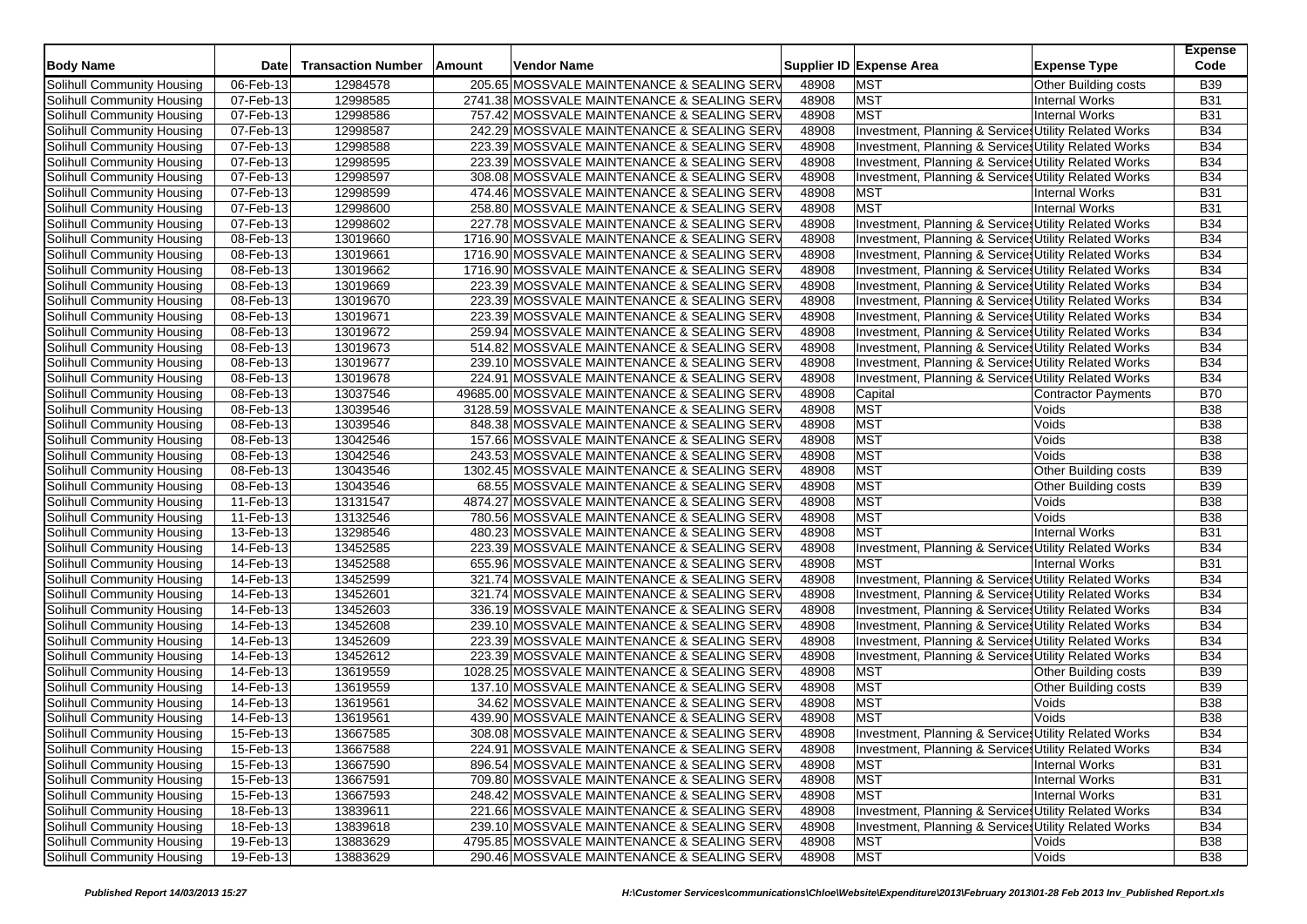| Body Name | Date | Transaction Number | Amount | Vendor Name | Supplier ID | Expense Area | Expense Type | Expense Code |
|---|---|---|---|---|---|---|---|---|
| Solihull Community Housing | 06-Feb-13 | 12984578 | 205.65 | MOSSVALE MAINTENANCE & SEALING SERV | 48908 | MST | Other Building costs | B39 |
| Solihull Community Housing | 07-Feb-13 | 12998585 | 2741.38 | MOSSVALE MAINTENANCE & SEALING SERV | 48908 | MST | Internal Works | B31 |
| Solihull Community Housing | 07-Feb-13 | 12998586 | 757.42 | MOSSVALE MAINTENANCE & SEALING SERV | 48908 | MST | Internal Works | B31 |
| Solihull Community Housing | 07-Feb-13 | 12998587 | 242.29 | MOSSVALE MAINTENANCE & SEALING SERV | 48908 | Investment, Planning & Services | Utility Related Works | B34 |
| Solihull Community Housing | 07-Feb-13 | 12998588 | 223.39 | MOSSVALE MAINTENANCE & SEALING SERV | 48908 | Investment, Planning & Services | Utility Related Works | B34 |
| Solihull Community Housing | 07-Feb-13 | 12998595 | 223.39 | MOSSVALE MAINTENANCE & SEALING SERV | 48908 | Investment, Planning & Services | Utility Related Works | B34 |
| Solihull Community Housing | 07-Feb-13 | 12998597 | 308.08 | MOSSVALE MAINTENANCE & SEALING SERV | 48908 | Investment, Planning & Services | Utility Related Works | B34 |
| Solihull Community Housing | 07-Feb-13 | 12998599 | 474.46 | MOSSVALE MAINTENANCE & SEALING SERV | 48908 | MST | Internal Works | B31 |
| Solihull Community Housing | 07-Feb-13 | 12998600 | 258.80 | MOSSVALE MAINTENANCE & SEALING SERV | 48908 | MST | Internal Works | B31 |
| Solihull Community Housing | 07-Feb-13 | 12998602 | 227.78 | MOSSVALE MAINTENANCE & SEALING SERV | 48908 | Investment, Planning & Services | Utility Related Works | B34 |
| Solihull Community Housing | 08-Feb-13 | 13019660 | 1716.90 | MOSSVALE MAINTENANCE & SEALING SERV | 48908 | Investment, Planning & Services | Utility Related Works | B34 |
| Solihull Community Housing | 08-Feb-13 | 13019661 | 1716.90 | MOSSVALE MAINTENANCE & SEALING SERV | 48908 | Investment, Planning & Services | Utility Related Works | B34 |
| Solihull Community Housing | 08-Feb-13 | 13019662 | 1716.90 | MOSSVALE MAINTENANCE & SEALING SERV | 48908 | Investment, Planning & Services | Utility Related Works | B34 |
| Solihull Community Housing | 08-Feb-13 | 13019669 | 223.39 | MOSSVALE MAINTENANCE & SEALING SERV | 48908 | Investment, Planning & Services | Utility Related Works | B34 |
| Solihull Community Housing | 08-Feb-13 | 13019670 | 223.39 | MOSSVALE MAINTENANCE & SEALING SERV | 48908 | Investment, Planning & Services | Utility Related Works | B34 |
| Solihull Community Housing | 08-Feb-13 | 13019671 | 223.39 | MOSSVALE MAINTENANCE & SEALING SERV | 48908 | Investment, Planning & Services | Utility Related Works | B34 |
| Solihull Community Housing | 08-Feb-13 | 13019672 | 259.94 | MOSSVALE MAINTENANCE & SEALING SERV | 48908 | Investment, Planning & Services | Utility Related Works | B34 |
| Solihull Community Housing | 08-Feb-13 | 13019673 | 514.82 | MOSSVALE MAINTENANCE & SEALING SERV | 48908 | Investment, Planning & Services | Utility Related Works | B34 |
| Solihull Community Housing | 08-Feb-13 | 13019677 | 239.10 | MOSSVALE MAINTENANCE & SEALING SERV | 48908 | Investment, Planning & Services | Utility Related Works | B34 |
| Solihull Community Housing | 08-Feb-13 | 13019678 | 224.91 | MOSSVALE MAINTENANCE & SEALING SERV | 48908 | Investment, Planning & Services | Utility Related Works | B34 |
| Solihull Community Housing | 08-Feb-13 | 13037546 | 49685.00 | MOSSVALE MAINTENANCE & SEALING SERV | 48908 | Capital | Contractor Payments | B70 |
| Solihull Community Housing | 08-Feb-13 | 13039546 | 3128.59 | MOSSVALE MAINTENANCE & SEALING SERV | 48908 | MST | Voids | B38 |
| Solihull Community Housing | 08-Feb-13 | 13039546 | 848.38 | MOSSVALE MAINTENANCE & SEALING SERV | 48908 | MST | Voids | B38 |
| Solihull Community Housing | 08-Feb-13 | 13042546 | 157.66 | MOSSVALE MAINTENANCE & SEALING SERV | 48908 | MST | Voids | B38 |
| Solihull Community Housing | 08-Feb-13 | 13042546 | 243.53 | MOSSVALE MAINTENANCE & SEALING SERV | 48908 | MST | Voids | B38 |
| Solihull Community Housing | 08-Feb-13 | 13043546 | 1302.45 | MOSSVALE MAINTENANCE & SEALING SERV | 48908 | MST | Other Building costs | B39 |
| Solihull Community Housing | 08-Feb-13 | 13043546 | 68.55 | MOSSVALE MAINTENANCE & SEALING SERV | 48908 | MST | Other Building costs | B39 |
| Solihull Community Housing | 11-Feb-13 | 13131547 | 4874.27 | MOSSVALE MAINTENANCE & SEALING SERV | 48908 | MST | Voids | B38 |
| Solihull Community Housing | 11-Feb-13 | 13132546 | 780.56 | MOSSVALE MAINTENANCE & SEALING SERV | 48908 | MST | Voids | B38 |
| Solihull Community Housing | 13-Feb-13 | 13298546 | 480.23 | MOSSVALE MAINTENANCE & SEALING SERV | 48908 | MST | Internal Works | B31 |
| Solihull Community Housing | 14-Feb-13 | 13452585 | 223.39 | MOSSVALE MAINTENANCE & SEALING SERV | 48908 | Investment, Planning & Services | Utility Related Works | B34 |
| Solihull Community Housing | 14-Feb-13 | 13452588 | 655.96 | MOSSVALE MAINTENANCE & SEALING SERV | 48908 | MST | Internal Works | B31 |
| Solihull Community Housing | 14-Feb-13 | 13452599 | 321.74 | MOSSVALE MAINTENANCE & SEALING SERV | 48908 | Investment, Planning & Services | Utility Related Works | B34 |
| Solihull Community Housing | 14-Feb-13 | 13452601 | 321.74 | MOSSVALE MAINTENANCE & SEALING SERV | 48908 | Investment, Planning & Services | Utility Related Works | B34 |
| Solihull Community Housing | 14-Feb-13 | 13452603 | 336.19 | MOSSVALE MAINTENANCE & SEALING SERV | 48908 | Investment, Planning & Services | Utility Related Works | B34 |
| Solihull Community Housing | 14-Feb-13 | 13452608 | 239.10 | MOSSVALE MAINTENANCE & SEALING SERV | 48908 | Investment, Planning & Services | Utility Related Works | B34 |
| Solihull Community Housing | 14-Feb-13 | 13452609 | 223.39 | MOSSVALE MAINTENANCE & SEALING SERV | 48908 | Investment, Planning & Services | Utility Related Works | B34 |
| Solihull Community Housing | 14-Feb-13 | 13452612 | 223.39 | MOSSVALE MAINTENANCE & SEALING SERV | 48908 | Investment, Planning & Services | Utility Related Works | B34 |
| Solihull Community Housing | 14-Feb-13 | 13619559 | 1028.25 | MOSSVALE MAINTENANCE & SEALING SERV | 48908 | MST | Other Building costs | B39 |
| Solihull Community Housing | 14-Feb-13 | 13619559 | 137.10 | MOSSVALE MAINTENANCE & SEALING SERV | 48908 | MST | Other Building costs | B39 |
| Solihull Community Housing | 14-Feb-13 | 13619561 | 34.62 | MOSSVALE MAINTENANCE & SEALING SERV | 48908 | MST | Voids | B38 |
| Solihull Community Housing | 14-Feb-13 | 13619561 | 439.90 | MOSSVALE MAINTENANCE & SEALING SERV | 48908 | MST | Voids | B38 |
| Solihull Community Housing | 15-Feb-13 | 13667585 | 308.08 | MOSSVALE MAINTENANCE & SEALING SERV | 48908 | Investment, Planning & Services | Utility Related Works | B34 |
| Solihull Community Housing | 15-Feb-13 | 13667588 | 224.91 | MOSSVALE MAINTENANCE & SEALING SERV | 48908 | Investment, Planning & Services | Utility Related Works | B34 |
| Solihull Community Housing | 15-Feb-13 | 13667590 | 896.54 | MOSSVALE MAINTENANCE & SEALING SERV | 48908 | MST | Internal Works | B31 |
| Solihull Community Housing | 15-Feb-13 | 13667591 | 709.80 | MOSSVALE MAINTENANCE & SEALING SERV | 48908 | MST | Internal Works | B31 |
| Solihull Community Housing | 15-Feb-13 | 13667593 | 248.42 | MOSSVALE MAINTENANCE & SEALING SERV | 48908 | MST | Internal Works | B31 |
| Solihull Community Housing | 18-Feb-13 | 13839611 | 221.66 | MOSSVALE MAINTENANCE & SEALING SERV | 48908 | Investment, Planning & Services | Utility Related Works | B34 |
| Solihull Community Housing | 18-Feb-13 | 13839618 | 239.10 | MOSSVALE MAINTENANCE & SEALING SERV | 48908 | Investment, Planning & Services | Utility Related Works | B34 |
| Solihull Community Housing | 19-Feb-13 | 13883629 | 4795.85 | MOSSVALE MAINTENANCE & SEALING SERV | 48908 | MST | Voids | B38 |
| Solihull Community Housing | 19-Feb-13 | 13883629 | 290.46 | MOSSVALE MAINTENANCE & SEALING SERV | 48908 | MST | Voids | B38 |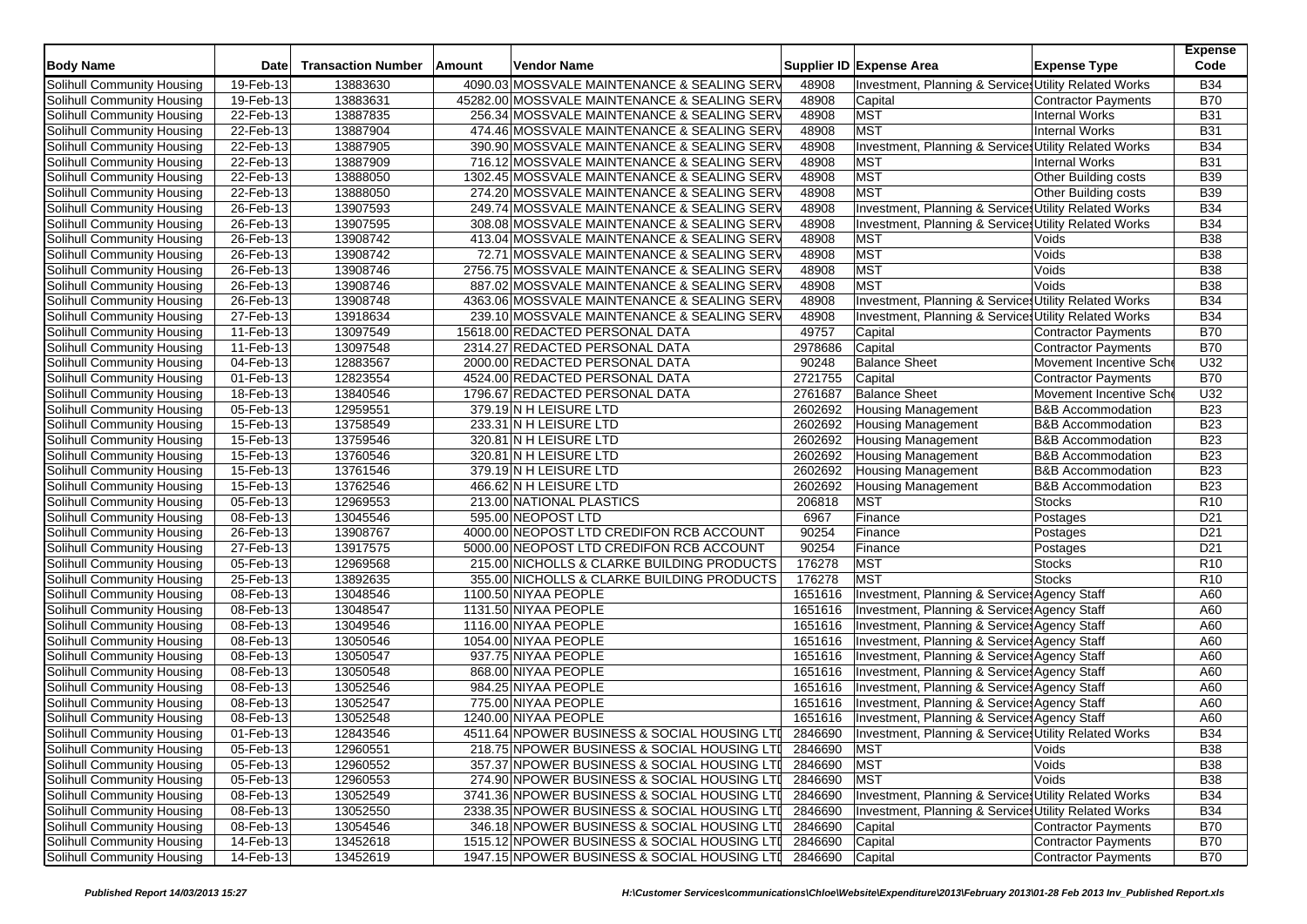| Body Name | Date | Transaction Number | Amount | Vendor Name | Supplier ID | Expense Area | Expense Type | Expense Code |
|---|---|---|---|---|---|---|---|---|
| Solihull Community Housing | 19-Feb-13 | 13883630 | 4090.03 | MOSSVALE MAINTENANCE & SEALING SERV | 48908 | Investment, Planning & Services | Utility Related Works | B34 |
| Solihull Community Housing | 19-Feb-13 | 13883631 | 45282.00 | MOSSVALE MAINTENANCE & SEALING SERV | 48908 | Capital | Contractor Payments | B70 |
| Solihull Community Housing | 22-Feb-13 | 13887835 | 256.34 | MOSSVALE MAINTENANCE & SEALING SERV | 48908 | MST | Internal Works | B31 |
| Solihull Community Housing | 22-Feb-13 | 13887904 | 474.46 | MOSSVALE MAINTENANCE & SEALING SERV | 48908 | MST | Internal Works | B31 |
| Solihull Community Housing | 22-Feb-13 | 13887905 | 390.90 | MOSSVALE MAINTENANCE & SEALING SERV | 48908 | Investment, Planning & Services | Utility Related Works | B34 |
| Solihull Community Housing | 22-Feb-13 | 13887909 | 716.12 | MOSSVALE MAINTENANCE & SEALING SERV | 48908 | MST | Internal Works | B31 |
| Solihull Community Housing | 22-Feb-13 | 13888050 | 1302.45 | MOSSVALE MAINTENANCE & SEALING SERV | 48908 | MST | Other Building costs | B39 |
| Solihull Community Housing | 22-Feb-13 | 13888050 | 274.20 | MOSSVALE MAINTENANCE & SEALING SERV | 48908 | MST | Other Building costs | B39 |
| Solihull Community Housing | 26-Feb-13 | 13907593 | 249.74 | MOSSVALE MAINTENANCE & SEALING SERV | 48908 | Investment, Planning & Services | Utility Related Works | B34 |
| Solihull Community Housing | 26-Feb-13 | 13907595 | 308.08 | MOSSVALE MAINTENANCE & SEALING SERV | 48908 | Investment, Planning & Services | Utility Related Works | B34 |
| Solihull Community Housing | 26-Feb-13 | 13908742 | 413.04 | MOSSVALE MAINTENANCE & SEALING SERV | 48908 | MST | Voids | B38 |
| Solihull Community Housing | 26-Feb-13 | 13908742 | 72.71 | MOSSVALE MAINTENANCE & SEALING SERV | 48908 | MST | Voids | B38 |
| Solihull Community Housing | 26-Feb-13 | 13908746 | 2756.75 | MOSSVALE MAINTENANCE & SEALING SERV | 48908 | MST | Voids | B38 |
| Solihull Community Housing | 26-Feb-13 | 13908746 | 887.02 | MOSSVALE MAINTENANCE & SEALING SERV | 48908 | MST | Voids | B38 |
| Solihull Community Housing | 26-Feb-13 | 13908748 | 4363.06 | MOSSVALE MAINTENANCE & SEALING SERV | 48908 | Investment, Planning & Services | Utility Related Works | B34 |
| Solihull Community Housing | 27-Feb-13 | 13918634 | 239.10 | MOSSVALE MAINTENANCE & SEALING SERV | 48908 | Investment, Planning & Services | Utility Related Works | B34 |
| Solihull Community Housing | 11-Feb-13 | 13097549 | 15618.00 | REDACTED PERSONAL DATA | 49757 | Capital | Contractor Payments | B70 |
| Solihull Community Housing | 11-Feb-13 | 13097548 | 2314.27 | REDACTED PERSONAL DATA | 2978686 | Capital | Contractor Payments | B70 |
| Solihull Community Housing | 04-Feb-13 | 12883567 | 2000.00 | REDACTED PERSONAL DATA | 90248 | Balance Sheet | Movement Incentive Sche | U32 |
| Solihull Community Housing | 01-Feb-13 | 12823554 | 4524.00 | REDACTED PERSONAL DATA | 2721755 | Capital | Contractor Payments | B70 |
| Solihull Community Housing | 18-Feb-13 | 13840546 | 1796.67 | REDACTED PERSONAL DATA | 2761687 | Balance Sheet | Movement Incentive Sche | U32 |
| Solihull Community Housing | 05-Feb-13 | 12959551 | 379.19 | N H LEISURE LTD | 2602692 | Housing Management | B&B Accommodation | B23 |
| Solihull Community Housing | 15-Feb-13 | 13758549 | 233.31 | N H LEISURE LTD | 2602692 | Housing Management | B&B Accommodation | B23 |
| Solihull Community Housing | 15-Feb-13 | 13759546 | 320.81 | N H LEISURE LTD | 2602692 | Housing Management | B&B Accommodation | B23 |
| Solihull Community Housing | 15-Feb-13 | 13760546 | 320.81 | N H LEISURE LTD | 2602692 | Housing Management | B&B Accommodation | B23 |
| Solihull Community Housing | 15-Feb-13 | 13761546 | 379.19 | N H LEISURE LTD | 2602692 | Housing Management | B&B Accommodation | B23 |
| Solihull Community Housing | 15-Feb-13 | 13762546 | 466.62 | N H LEISURE LTD | 2602692 | Housing Management | B&B Accommodation | B23 |
| Solihull Community Housing | 05-Feb-13 | 12969553 | 213.00 | NATIONAL PLASTICS | 206818 | MST | Stocks | R10 |
| Solihull Community Housing | 08-Feb-13 | 13045546 | 595.00 | NEOPOST LTD | 6967 | Finance | Postages | D21 |
| Solihull Community Housing | 26-Feb-13 | 13908767 | 4000.00 | NEOPOST LTD CREDIFON RCB ACCOUNT | 90254 | Finance | Postages | D21 |
| Solihull Community Housing | 27-Feb-13 | 13917575 | 5000.00 | NEOPOST LTD CREDIFON RCB ACCOUNT | 90254 | Finance | Postages | D21 |
| Solihull Community Housing | 05-Feb-13 | 12969568 | 215.00 | NICHOLLS & CLARKE BUILDING PRODUCTS | 176278 | MST | Stocks | R10 |
| Solihull Community Housing | 25-Feb-13 | 13892635 | 355.00 | NICHOLLS & CLARKE BUILDING PRODUCTS | 176278 | MST | Stocks | R10 |
| Solihull Community Housing | 08-Feb-13 | 13048546 | 1100.50 | NIYAA PEOPLE | 1651616 | Investment, Planning & Services | Agency Staff | A60 |
| Solihull Community Housing | 08-Feb-13 | 13048547 | 1131.50 | NIYAA PEOPLE | 1651616 | Investment, Planning & Services | Agency Staff | A60 |
| Solihull Community Housing | 08-Feb-13 | 13049546 | 1116.00 | NIYAA PEOPLE | 1651616 | Investment, Planning & Services | Agency Staff | A60 |
| Solihull Community Housing | 08-Feb-13 | 13050546 | 1054.00 | NIYAA PEOPLE | 1651616 | Investment, Planning & Services | Agency Staff | A60 |
| Solihull Community Housing | 08-Feb-13 | 13050547 | 937.75 | NIYAA PEOPLE | 1651616 | Investment, Planning & Services | Agency Staff | A60 |
| Solihull Community Housing | 08-Feb-13 | 13050548 | 868.00 | NIYAA PEOPLE | 1651616 | Investment, Planning & Services | Agency Staff | A60 |
| Solihull Community Housing | 08-Feb-13 | 13052546 | 984.25 | NIYAA PEOPLE | 1651616 | Investment, Planning & Services | Agency Staff | A60 |
| Solihull Community Housing | 08-Feb-13 | 13052547 | 775.00 | NIYAA PEOPLE | 1651616 | Investment, Planning & Services | Agency Staff | A60 |
| Solihull Community Housing | 08-Feb-13 | 13052548 | 1240.00 | NIYAA PEOPLE | 1651616 | Investment, Planning & Services | Agency Staff | A60 |
| Solihull Community Housing | 01-Feb-13 | 12843546 | 4511.64 | NPOWER BUSINESS & SOCIAL HOUSING LTD | 2846690 | Investment, Planning & Services | Utility Related Works | B34 |
| Solihull Community Housing | 05-Feb-13 | 12960551 | 218.75 | NPOWER BUSINESS & SOCIAL HOUSING LTD | 2846690 | MST | Voids | B38 |
| Solihull Community Housing | 05-Feb-13 | 12960552 | 357.37 | NPOWER BUSINESS & SOCIAL HOUSING LTD | 2846690 | MST | Voids | B38 |
| Solihull Community Housing | 05-Feb-13 | 12960553 | 274.90 | NPOWER BUSINESS & SOCIAL HOUSING LTD | 2846690 | MST | Voids | B38 |
| Solihull Community Housing | 08-Feb-13 | 13052549 | 3741.36 | NPOWER BUSINESS & SOCIAL HOUSING LTD | 2846690 | Investment, Planning & Services | Utility Related Works | B34 |
| Solihull Community Housing | 08-Feb-13 | 13052550 | 2338.35 | NPOWER BUSINESS & SOCIAL HOUSING LTD | 2846690 | Investment, Planning & Services | Utility Related Works | B34 |
| Solihull Community Housing | 08-Feb-13 | 13054546 | 346.18 | NPOWER BUSINESS & SOCIAL HOUSING LTD | 2846690 | Capital | Contractor Payments | B70 |
| Solihull Community Housing | 14-Feb-13 | 13452618 | 1515.12 | NPOWER BUSINESS & SOCIAL HOUSING LTD | 2846690 | Capital | Contractor Payments | B70 |
| Solihull Community Housing | 14-Feb-13 | 13452619 | 1947.15 | NPOWER BUSINESS & SOCIAL HOUSING LTD | 2846690 | Capital | Contractor Payments | B70 |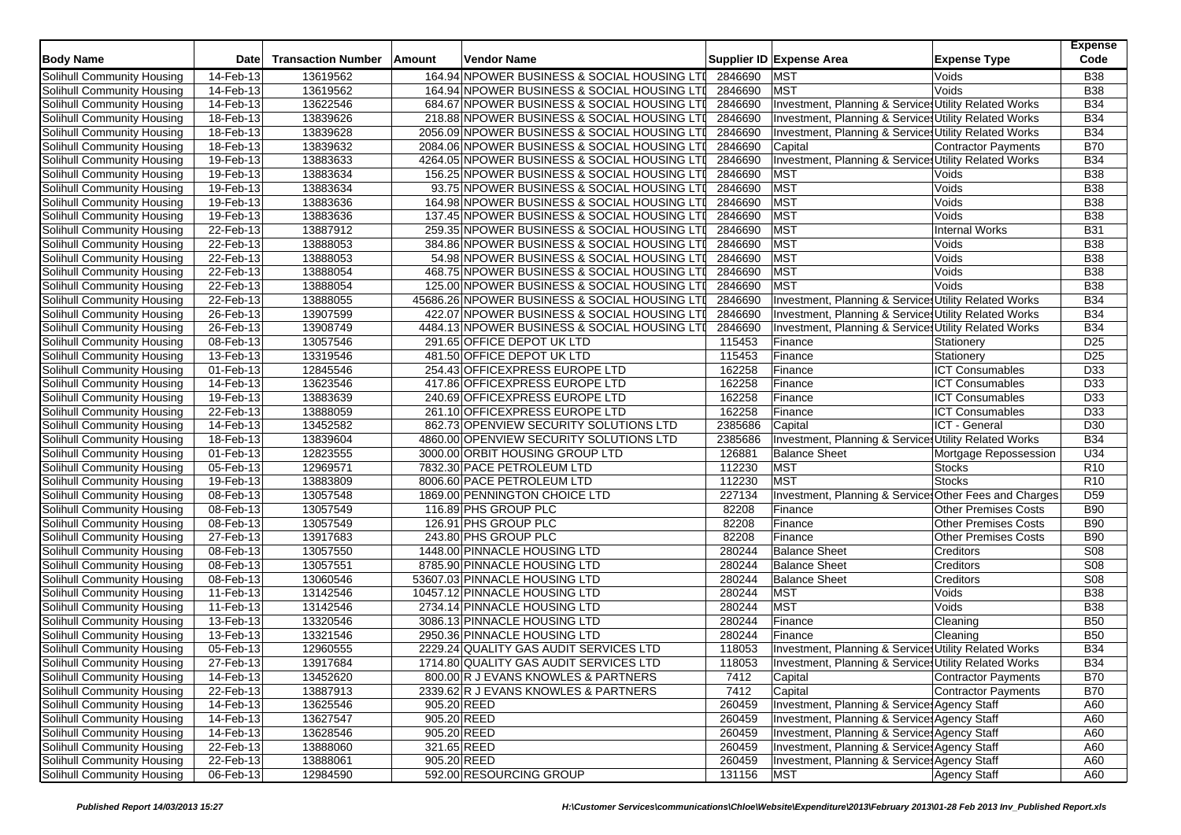| Body Name | Date | Transaction Number | Amount | Vendor Name | Supplier ID | Expense Area | Expense Type | Expense Code |
|---|---|---|---|---|---|---|---|---|
| Solihull Community Housing | 14-Feb-13 | 13619562 | 164.94 | NPOWER BUSINESS & SOCIAL HOUSING LTD | 2846690 | MST | Voids | B38 |
| Solihull Community Housing | 14-Feb-13 | 13619562 | 164.94 | NPOWER BUSINESS & SOCIAL HOUSING LTD | 2846690 | MST | Voids | B38 |
| Solihull Community Housing | 14-Feb-13 | 13622546 | 684.67 | NPOWER BUSINESS & SOCIAL HOUSING LTD | 2846690 | Investment, Planning & Services | Utility Related Works | B34 |
| Solihull Community Housing | 18-Feb-13 | 13839626 | 218.88 | NPOWER BUSINESS & SOCIAL HOUSING LTD | 2846690 | Investment, Planning & Services | Utility Related Works | B34 |
| Solihull Community Housing | 18-Feb-13 | 13839628 | 2056.09 | NPOWER BUSINESS & SOCIAL HOUSING LTD | 2846690 | Investment, Planning & Services | Utility Related Works | B34 |
| Solihull Community Housing | 18-Feb-13 | 13839632 | 2084.06 | NPOWER BUSINESS & SOCIAL HOUSING LTD | 2846690 | Capital | Contractor Payments | B70 |
| Solihull Community Housing | 19-Feb-13 | 13883633 | 4264.05 | NPOWER BUSINESS & SOCIAL HOUSING LTD | 2846690 | Investment, Planning & Services | Utility Related Works | B34 |
| Solihull Community Housing | 19-Feb-13 | 13883634 | 156.25 | NPOWER BUSINESS & SOCIAL HOUSING LTD | 2846690 | MST | Voids | B38 |
| Solihull Community Housing | 19-Feb-13 | 13883634 | 93.75 | NPOWER BUSINESS & SOCIAL HOUSING LTD | 2846690 | MST | Voids | B38 |
| Solihull Community Housing | 19-Feb-13 | 13883636 | 164.98 | NPOWER BUSINESS & SOCIAL HOUSING LTD | 2846690 | MST | Voids | B38 |
| Solihull Community Housing | 19-Feb-13 | 13883636 | 137.45 | NPOWER BUSINESS & SOCIAL HOUSING LTD | 2846690 | MST | Voids | B38 |
| Solihull Community Housing | 22-Feb-13 | 13887912 | 259.35 | NPOWER BUSINESS & SOCIAL HOUSING LTD | 2846690 | MST | Internal Works | B31 |
| Solihull Community Housing | 22-Feb-13 | 13888053 | 384.86 | NPOWER BUSINESS & SOCIAL HOUSING LTD | 2846690 | MST | Voids | B38 |
| Solihull Community Housing | 22-Feb-13 | 13888053 | 54.98 | NPOWER BUSINESS & SOCIAL HOUSING LTD | 2846690 | MST | Voids | B38 |
| Solihull Community Housing | 22-Feb-13 | 13888054 | 468.75 | NPOWER BUSINESS & SOCIAL HOUSING LTD | 2846690 | MST | Voids | B38 |
| Solihull Community Housing | 22-Feb-13 | 13888054 | 125.00 | NPOWER BUSINESS & SOCIAL HOUSING LTD | 2846690 | MST | Voids | B38 |
| Solihull Community Housing | 22-Feb-13 | 13888055 | 45686.26 | NPOWER BUSINESS & SOCIAL HOUSING LTD | 2846690 | Investment, Planning & Services | Utility Related Works | B34 |
| Solihull Community Housing | 26-Feb-13 | 13907599 | 422.07 | NPOWER BUSINESS & SOCIAL HOUSING LTD | 2846690 | Investment, Planning & Services | Utility Related Works | B34 |
| Solihull Community Housing | 26-Feb-13 | 13908749 | 4484.13 | NPOWER BUSINESS & SOCIAL HOUSING LTD | 2846690 | Investment, Planning & Services | Utility Related Works | B34 |
| Solihull Community Housing | 08-Feb-13 | 13057546 | 291.65 | OFFICE DEPOT UK LTD | 115453 | Finance | Stationery | D25 |
| Solihull Community Housing | 13-Feb-13 | 13319546 | 481.50 | OFFICE DEPOT UK LTD | 115453 | Finance | Stationery | D25 |
| Solihull Community Housing | 01-Feb-13 | 12845546 | 254.43 | OFFICEXPRESS EUROPE LTD | 162258 | Finance | ICT Consumables | D33 |
| Solihull Community Housing | 14-Feb-13 | 13623546 | 417.86 | OFFICEXPRESS EUROPE LTD | 162258 | Finance | ICT Consumables | D33 |
| Solihull Community Housing | 19-Feb-13 | 13883639 | 240.69 | OFFICEXPRESS EUROPE LTD | 162258 | Finance | ICT Consumables | D33 |
| Solihull Community Housing | 22-Feb-13 | 13888059 | 261.10 | OFFICEXPRESS EUROPE LTD | 162258 | Finance | ICT Consumables | D33 |
| Solihull Community Housing | 14-Feb-13 | 13452582 | 862.73 | OPENVIEW SECURITY SOLUTIONS LTD | 2385686 | Capital | ICT - General | D30 |
| Solihull Community Housing | 18-Feb-13 | 13839604 | 4860.00 | OPENVIEW SECURITY SOLUTIONS LTD | 2385686 | Investment, Planning & Services | Utility Related Works | B34 |
| Solihull Community Housing | 01-Feb-13 | 12823555 | 3000.00 | ORBIT HOUSING GROUP LTD | 126881 | Balance Sheet | Mortgage Repossession | U34 |
| Solihull Community Housing | 05-Feb-13 | 12969571 | 7832.30 | PACE PETROLEUM LTD | 112230 | MST | Stocks | R10 |
| Solihull Community Housing | 19-Feb-13 | 13883809 | 8006.60 | PACE PETROLEUM LTD | 112230 | MST | Stocks | R10 |
| Solihull Community Housing | 08-Feb-13 | 13057548 | 1869.00 | PENNINGTON CHOICE LTD | 227134 | Investment, Planning & Services | Other Fees and Charges | D59 |
| Solihull Community Housing | 08-Feb-13 | 13057549 | 116.89 | PHS GROUP PLC | 82208 | Finance | Other Premises Costs | B90 |
| Solihull Community Housing | 08-Feb-13 | 13057549 | 126.91 | PHS GROUP PLC | 82208 | Finance | Other Premises Costs | B90 |
| Solihull Community Housing | 27-Feb-13 | 13917683 | 243.80 | PHS GROUP PLC | 82208 | Finance | Other Premises Costs | B90 |
| Solihull Community Housing | 08-Feb-13 | 13057550 | 1448.00 | PINNACLE HOUSING LTD | 280244 | Balance Sheet | Creditors | S08 |
| Solihull Community Housing | 08-Feb-13 | 13057551 | 8785.90 | PINNACLE HOUSING LTD | 280244 | Balance Sheet | Creditors | S08 |
| Solihull Community Housing | 08-Feb-13 | 13060546 | 53607.03 | PINNACLE HOUSING LTD | 280244 | Balance Sheet | Creditors | S08 |
| Solihull Community Housing | 11-Feb-13 | 13142546 | 10457.12 | PINNACLE HOUSING LTD | 280244 | MST | Voids | B38 |
| Solihull Community Housing | 11-Feb-13 | 13142546 | 2734.14 | PINNACLE HOUSING LTD | 280244 | MST | Voids | B38 |
| Solihull Community Housing | 13-Feb-13 | 13320546 | 3086.13 | PINNACLE HOUSING LTD | 280244 | Finance | Cleaning | B50 |
| Solihull Community Housing | 13-Feb-13 | 13321546 | 2950.36 | PINNACLE HOUSING LTD | 280244 | Finance | Cleaning | B50 |
| Solihull Community Housing | 05-Feb-13 | 12960555 | 2229.24 | QUALITY GAS AUDIT SERVICES LTD | 118053 | Investment, Planning & Services | Utility Related Works | B34 |
| Solihull Community Housing | 27-Feb-13 | 13917684 | 1714.80 | QUALITY GAS AUDIT SERVICES LTD | 118053 | Investment, Planning & Services | Utility Related Works | B34 |
| Solihull Community Housing | 14-Feb-13 | 13452620 | 800.00 | R J EVANS KNOWLES & PARTNERS | 7412 | Capital | Contractor Payments | B70 |
| Solihull Community Housing | 22-Feb-13 | 13887913 | 2339.62 | R J EVANS KNOWLES & PARTNERS | 7412 | Capital | Contractor Payments | B70 |
| Solihull Community Housing | 14-Feb-13 | 13625546 | 905.20 | REED | 260459 | Investment, Planning & Services | Agency Staff | A60 |
| Solihull Community Housing | 14-Feb-13 | 13627547 | 905.20 | REED | 260459 | Investment, Planning & Services | Agency Staff | A60 |
| Solihull Community Housing | 14-Feb-13 | 13628546 | 905.20 | REED | 260459 | Investment, Planning & Services | Agency Staff | A60 |
| Solihull Community Housing | 22-Feb-13 | 13888060 | 321.65 | REED | 260459 | Investment, Planning & Services | Agency Staff | A60 |
| Solihull Community Housing | 22-Feb-13 | 13888061 | 905.20 | REED | 260459 | Investment, Planning & Services | Agency Staff | A60 |
| Solihull Community Housing | 06-Feb-13 | 12984590 | 592.00 | RESOURCING GROUP | 131156 | MST | Agency Staff | A60 |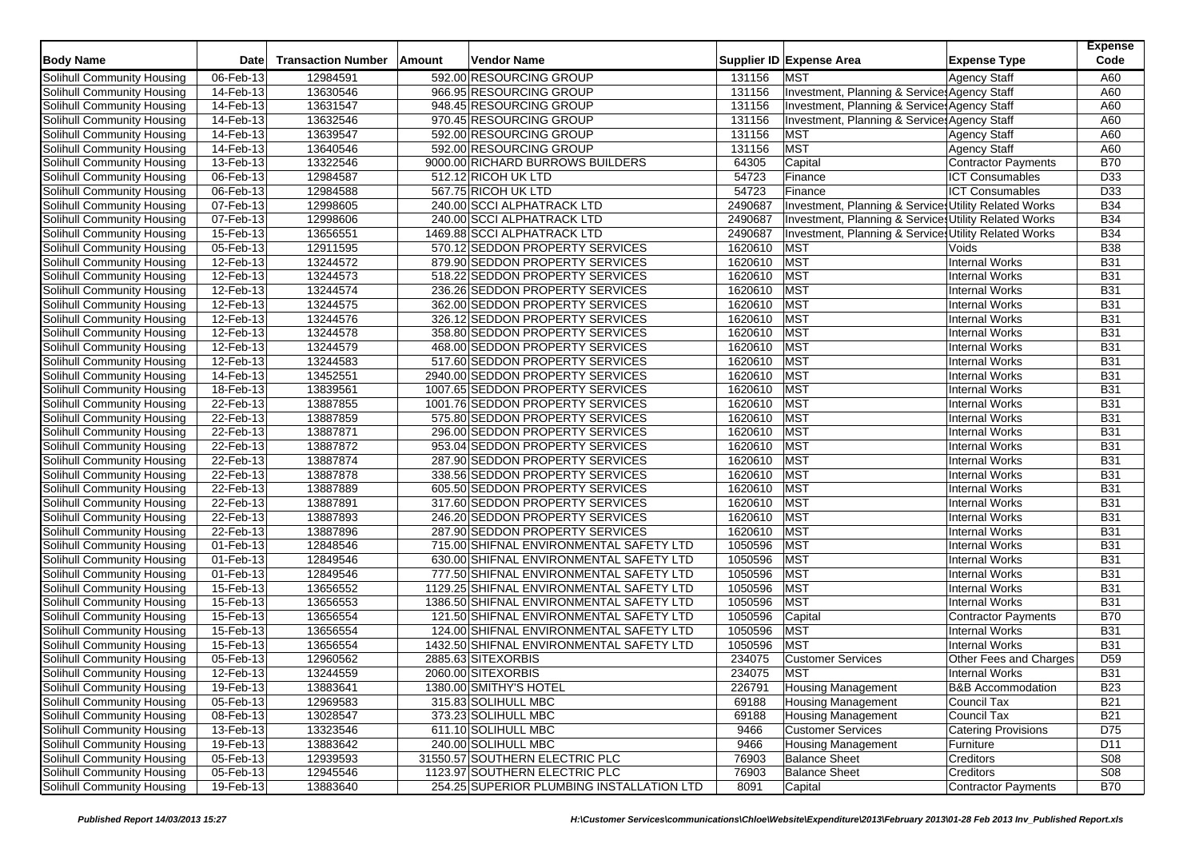| Body Name | Date | Transaction Number | Amount | Vendor Name | Supplier ID | Expense Area | Expense Type | Expense Code |
|---|---|---|---|---|---|---|---|---|
| Solihull Community Housing | 06-Feb-13 | 12984591 | 592.00 | RESOURCING GROUP | 131156 | MST | Agency Staff | A60 |
| Solihull Community Housing | 14-Feb-13 | 13630546 | 966.95 | RESOURCING GROUP | 131156 | Investment, Planning & Services | Agency Staff | A60 |
| Solihull Community Housing | 14-Feb-13 | 13631547 | 948.45 | RESOURCING GROUP | 131156 | Investment, Planning & Services | Agency Staff | A60 |
| Solihull Community Housing | 14-Feb-13 | 13632546 | 970.45 | RESOURCING GROUP | 131156 | Investment, Planning & Services | Agency Staff | A60 |
| Solihull Community Housing | 14-Feb-13 | 13639547 | 592.00 | RESOURCING GROUP | 131156 | MST | Agency Staff | A60 |
| Solihull Community Housing | 14-Feb-13 | 13640546 | 592.00 | RESOURCING GROUP | 131156 | MST | Agency Staff | A60 |
| Solihull Community Housing | 13-Feb-13 | 13322546 | 9000.00 | RICHARD BURROWS BUILDERS | 64305 | Capital | Contractor Payments | B70 |
| Solihull Community Housing | 06-Feb-13 | 12984587 | 512.12 | RICOH UK LTD | 54723 | Finance | ICT Consumables | D33 |
| Solihull Community Housing | 06-Feb-13 | 12984588 | 567.75 | RICOH UK LTD | 54723 | Finance | ICT Consumables | D33 |
| Solihull Community Housing | 07-Feb-13 | 12998605 | 240.00 | SCCI ALPHATRACK LTD | 2490687 | Investment, Planning & Services | Utility Related Works | B34 |
| Solihull Community Housing | 07-Feb-13 | 12998606 | 240.00 | SCCI ALPHATRACK LTD | 2490687 | Investment, Planning & Services | Utility Related Works | B34 |
| Solihull Community Housing | 15-Feb-13 | 13656551 | 1469.88 | SCCI ALPHATRACK LTD | 2490687 | Investment, Planning & Services | Utility Related Works | B34 |
| Solihull Community Housing | 05-Feb-13 | 12911595 | 570.12 | SEDDON PROPERTY SERVICES | 1620610 | MST | Voids | B38 |
| Solihull Community Housing | 12-Feb-13 | 13244572 | 879.90 | SEDDON PROPERTY SERVICES | 1620610 | MST | Internal Works | B31 |
| Solihull Community Housing | 12-Feb-13 | 13244573 | 518.22 | SEDDON PROPERTY SERVICES | 1620610 | MST | Internal Works | B31 |
| Solihull Community Housing | 12-Feb-13 | 13244574 | 236.26 | SEDDON PROPERTY SERVICES | 1620610 | MST | Internal Works | B31 |
| Solihull Community Housing | 12-Feb-13 | 13244575 | 362.00 | SEDDON PROPERTY SERVICES | 1620610 | MST | Internal Works | B31 |
| Solihull Community Housing | 12-Feb-13 | 13244576 | 326.12 | SEDDON PROPERTY SERVICES | 1620610 | MST | Internal Works | B31 |
| Solihull Community Housing | 12-Feb-13 | 13244578 | 358.80 | SEDDON PROPERTY SERVICES | 1620610 | MST | Internal Works | B31 |
| Solihull Community Housing | 12-Feb-13 | 13244579 | 468.00 | SEDDON PROPERTY SERVICES | 1620610 | MST | Internal Works | B31 |
| Solihull Community Housing | 12-Feb-13 | 13244583 | 517.60 | SEDDON PROPERTY SERVICES | 1620610 | MST | Internal Works | B31 |
| Solihull Community Housing | 14-Feb-13 | 13452551 | 2940.00 | SEDDON PROPERTY SERVICES | 1620610 | MST | Internal Works | B31 |
| Solihull Community Housing | 18-Feb-13 | 13839561 | 1007.65 | SEDDON PROPERTY SERVICES | 1620610 | MST | Internal Works | B31 |
| Solihull Community Housing | 22-Feb-13 | 13887855 | 1001.76 | SEDDON PROPERTY SERVICES | 1620610 | MST | Internal Works | B31 |
| Solihull Community Housing | 22-Feb-13 | 13887859 | 575.80 | SEDDON PROPERTY SERVICES | 1620610 | MST | Internal Works | B31 |
| Solihull Community Housing | 22-Feb-13 | 13887871 | 296.00 | SEDDON PROPERTY SERVICES | 1620610 | MST | Internal Works | B31 |
| Solihull Community Housing | 22-Feb-13 | 13887872 | 953.04 | SEDDON PROPERTY SERVICES | 1620610 | MST | Internal Works | B31 |
| Solihull Community Housing | 22-Feb-13 | 13887874 | 287.90 | SEDDON PROPERTY SERVICES | 1620610 | MST | Internal Works | B31 |
| Solihull Community Housing | 22-Feb-13 | 13887878 | 338.56 | SEDDON PROPERTY SERVICES | 1620610 | MST | Internal Works | B31 |
| Solihull Community Housing | 22-Feb-13 | 13887889 | 605.50 | SEDDON PROPERTY SERVICES | 1620610 | MST | Internal Works | B31 |
| Solihull Community Housing | 22-Feb-13 | 13887891 | 317.60 | SEDDON PROPERTY SERVICES | 1620610 | MST | Internal Works | B31 |
| Solihull Community Housing | 22-Feb-13 | 13887893 | 246.20 | SEDDON PROPERTY SERVICES | 1620610 | MST | Internal Works | B31 |
| Solihull Community Housing | 22-Feb-13 | 13887896 | 287.90 | SEDDON PROPERTY SERVICES | 1620610 | MST | Internal Works | B31 |
| Solihull Community Housing | 01-Feb-13 | 12848546 | 715.00 | SHIFNAL ENVIRONMENTAL SAFETY LTD | 1050596 | MST | Internal Works | B31 |
| Solihull Community Housing | 01-Feb-13 | 12849546 | 630.00 | SHIFNAL ENVIRONMENTAL SAFETY LTD | 1050596 | MST | Internal Works | B31 |
| Solihull Community Housing | 01-Feb-13 | 12849546 | 777.50 | SHIFNAL ENVIRONMENTAL SAFETY LTD | 1050596 | MST | Internal Works | B31 |
| Solihull Community Housing | 15-Feb-13 | 13656552 | 1129.25 | SHIFNAL ENVIRONMENTAL SAFETY LTD | 1050596 | MST | Internal Works | B31 |
| Solihull Community Housing | 15-Feb-13 | 13656553 | 1386.50 | SHIFNAL ENVIRONMENTAL SAFETY LTD | 1050596 | MST | Internal Works | B31 |
| Solihull Community Housing | 15-Feb-13 | 13656554 | 121.50 | SHIFNAL ENVIRONMENTAL SAFETY LTD | 1050596 | Capital | Contractor Payments | B70 |
| Solihull Community Housing | 15-Feb-13 | 13656554 | 124.00 | SHIFNAL ENVIRONMENTAL SAFETY LTD | 1050596 | MST | Internal Works | B31 |
| Solihull Community Housing | 15-Feb-13 | 13656554 | 1432.50 | SHIFNAL ENVIRONMENTAL SAFETY LTD | 1050596 | MST | Internal Works | B31 |
| Solihull Community Housing | 05-Feb-13 | 12960562 | 2885.63 | SITEXORBIS | 234075 | Customer Services | Other Fees and Charges | D59 |
| Solihull Community Housing | 12-Feb-13 | 13244559 | 2060.00 | SITEXORBIS | 234075 | MST | Internal Works | B31 |
| Solihull Community Housing | 19-Feb-13 | 13883641 | 1380.00 | SMITHY'S HOTEL | 226791 | Housing Management | B&B Accommodation | B23 |
| Solihull Community Housing | 05-Feb-13 | 12969583 | 315.83 | SOLIHULL MBC | 69188 | Housing Management | Council Tax | B21 |
| Solihull Community Housing | 08-Feb-13 | 13028547 | 373.23 | SOLIHULL MBC | 69188 | Housing Management | Council Tax | B21 |
| Solihull Community Housing | 13-Feb-13 | 13323546 | 611.10 | SOLIHULL MBC | 9466 | Customer Services | Catering Provisions | D75 |
| Solihull Community Housing | 19-Feb-13 | 13883642 | 240.00 | SOLIHULL MBC | 9466 | Housing Management | Furniture | D11 |
| Solihull Community Housing | 05-Feb-13 | 12939593 | 31550.57 | SOUTHERN ELECTRIC PLC | 76903 | Balance Sheet | Creditors | S08 |
| Solihull Community Housing | 05-Feb-13 | 12945546 | 1123.97 | SOUTHERN ELECTRIC PLC | 76903 | Balance Sheet | Creditors | S08 |
| Solihull Community Housing | 19-Feb-13 | 13883640 | 254.25 | SUPERIOR PLUMBING INSTALLATION LTD | 8091 | Capital | Contractor Payments | B70 |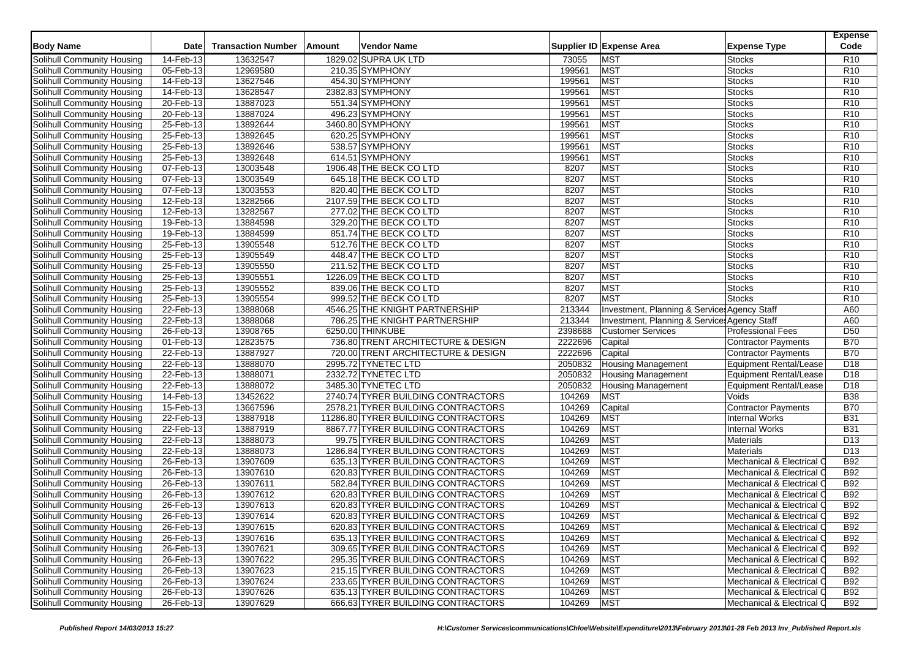| Body Name | Date | Transaction Number | Amount | Vendor Name | Supplier ID | Expense Area | Expense Type | Expense Code |
|---|---|---|---|---|---|---|---|---|
| Solihull Community Housing | 14-Feb-13 | 13632547 | 1829.02 | SUPRA UK LTD | 73055 | MST | Stocks | R10 |
| Solihull Community Housing | 05-Feb-13 | 12969580 | 210.35 | SYMPHONY | 199561 | MST | Stocks | R10 |
| Solihull Community Housing | 14-Feb-13 | 13627546 | 454.30 | SYMPHONY | 199561 | MST | Stocks | R10 |
| Solihull Community Housing | 14-Feb-13 | 13628547 | 2382.83 | SYMPHONY | 199561 | MST | Stocks | R10 |
| Solihull Community Housing | 20-Feb-13 | 13887023 | 551.34 | SYMPHONY | 199561 | MST | Stocks | R10 |
| Solihull Community Housing | 20-Feb-13 | 13887024 | 496.23 | SYMPHONY | 199561 | MST | Stocks | R10 |
| Solihull Community Housing | 25-Feb-13 | 13892644 | 3460.80 | SYMPHONY | 199561 | MST | Stocks | R10 |
| Solihull Community Housing | 25-Feb-13 | 13892645 | 620.25 | SYMPHONY | 199561 | MST | Stocks | R10 |
| Solihull Community Housing | 25-Feb-13 | 13892646 | 538.57 | SYMPHONY | 199561 | MST | Stocks | R10 |
| Solihull Community Housing | 25-Feb-13 | 13892648 | 614.51 | SYMPHONY | 199561 | MST | Stocks | R10 |
| Solihull Community Housing | 07-Feb-13 | 13003548 | 1906.48 | THE BECK CO LTD | 8207 | MST | Stocks | R10 |
| Solihull Community Housing | 07-Feb-13 | 13003549 | 645.18 | THE BECK CO LTD | 8207 | MST | Stocks | R10 |
| Solihull Community Housing | 07-Feb-13 | 13003553 | 820.40 | THE BECK CO LTD | 8207 | MST | Stocks | R10 |
| Solihull Community Housing | 12-Feb-13 | 13282566 | 2107.59 | THE BECK CO LTD | 8207 | MST | Stocks | R10 |
| Solihull Community Housing | 12-Feb-13 | 13282567 | 277.02 | THE BECK CO LTD | 8207 | MST | Stocks | R10 |
| Solihull Community Housing | 19-Feb-13 | 13884598 | 329.20 | THE BECK CO LTD | 8207 | MST | Stocks | R10 |
| Solihull Community Housing | 19-Feb-13 | 13884599 | 851.74 | THE BECK CO LTD | 8207 | MST | Stocks | R10 |
| Solihull Community Housing | 25-Feb-13 | 13905548 | 512.76 | THE BECK CO LTD | 8207 | MST | Stocks | R10 |
| Solihull Community Housing | 25-Feb-13 | 13905549 | 448.47 | THE BECK CO LTD | 8207 | MST | Stocks | R10 |
| Solihull Community Housing | 25-Feb-13 | 13905550 | 211.52 | THE BECK CO LTD | 8207 | MST | Stocks | R10 |
| Solihull Community Housing | 25-Feb-13 | 13905551 | 1226.09 | THE BECK CO LTD | 8207 | MST | Stocks | R10 |
| Solihull Community Housing | 25-Feb-13 | 13905552 | 839.06 | THE BECK CO LTD | 8207 | MST | Stocks | R10 |
| Solihull Community Housing | 25-Feb-13 | 13905554 | 999.52 | THE BECK CO LTD | 8207 | MST | Stocks | R10 |
| Solihull Community Housing | 22-Feb-13 | 13888068 | 4546.25 | THE KNIGHT PARTNERSHIP | 213344 | Investment, Planning & Services | Agency Staff | A60 |
| Solihull Community Housing | 22-Feb-13 | 13888068 | 786.25 | THE KNIGHT PARTNERSHIP | 213344 | Investment, Planning & Services | Agency Staff | A60 |
| Solihull Community Housing | 26-Feb-13 | 13908765 | 6250.00 | THINKUBE | 2398688 | Customer Services | Professional Fees | D50 |
| Solihull Community Housing | 01-Feb-13 | 12823575 | 736.80 | TRENT ARCHITECTURE & DESIGN | 2222696 | Capital | Contractor Payments | B70 |
| Solihull Community Housing | 22-Feb-13 | 13887927 | 720.00 | TRENT ARCHITECTURE & DESIGN | 2222696 | Capital | Contractor Payments | B70 |
| Solihull Community Housing | 22-Feb-13 | 13888070 | 2995.72 | TYNETEC LTD | 2050832 | Housing Management | Equipment Rental/Lease | D18 |
| Solihull Community Housing | 22-Feb-13 | 13888071 | 2332.72 | TYNETEC LTD | 2050832 | Housing Management | Equipment Rental/Lease | D18 |
| Solihull Community Housing | 22-Feb-13 | 13888072 | 3485.30 | TYNETEC LTD | 2050832 | Housing Management | Equipment Rental/Lease | D18 |
| Solihull Community Housing | 14-Feb-13 | 13452622 | 2740.74 | TYRER BUILDING CONTRACTORS | 104269 | MST | Voids | B38 |
| Solihull Community Housing | 15-Feb-13 | 13667596 | 2578.21 | TYRER BUILDING CONTRACTORS | 104269 | Capital | Contractor Payments | B70 |
| Solihull Community Housing | 22-Feb-13 | 13887918 | 11286.80 | TYRER BUILDING CONTRACTORS | 104269 | MST | Internal Works | B31 |
| Solihull Community Housing | 22-Feb-13 | 13887919 | 8867.77 | TYRER BUILDING CONTRACTORS | 104269 | MST | Internal Works | B31 |
| Solihull Community Housing | 22-Feb-13 | 13888073 | 99.75 | TYRER BUILDING CONTRACTORS | 104269 | MST | Materials | D13 |
| Solihull Community Housing | 22-Feb-13 | 13888073 | 1286.84 | TYRER BUILDING CONTRACTORS | 104269 | MST | Materials | D13 |
| Solihull Community Housing | 26-Feb-13 | 13907609 | 635.13 | TYRER BUILDING CONTRACTORS | 104269 | MST | Mechanical & Electrical C | B92 |
| Solihull Community Housing | 26-Feb-13 | 13907610 | 620.83 | TYRER BUILDING CONTRACTORS | 104269 | MST | Mechanical & Electrical C | B92 |
| Solihull Community Housing | 26-Feb-13 | 13907611 | 582.84 | TYRER BUILDING CONTRACTORS | 104269 | MST | Mechanical & Electrical C | B92 |
| Solihull Community Housing | 26-Feb-13 | 13907612 | 620.83 | TYRER BUILDING CONTRACTORS | 104269 | MST | Mechanical & Electrical C | B92 |
| Solihull Community Housing | 26-Feb-13 | 13907613 | 620.83 | TYRER BUILDING CONTRACTORS | 104269 | MST | Mechanical & Electrical C | B92 |
| Solihull Community Housing | 26-Feb-13 | 13907614 | 620.83 | TYRER BUILDING CONTRACTORS | 104269 | MST | Mechanical & Electrical C | B92 |
| Solihull Community Housing | 26-Feb-13 | 13907615 | 620.83 | TYRER BUILDING CONTRACTORS | 104269 | MST | Mechanical & Electrical C | B92 |
| Solihull Community Housing | 26-Feb-13 | 13907616 | 635.13 | TYRER BUILDING CONTRACTORS | 104269 | MST | Mechanical & Electrical C | B92 |
| Solihull Community Housing | 26-Feb-13 | 13907621 | 309.65 | TYRER BUILDING CONTRACTORS | 104269 | MST | Mechanical & Electrical C | B92 |
| Solihull Community Housing | 26-Feb-13 | 13907622 | 295.35 | TYRER BUILDING CONTRACTORS | 104269 | MST | Mechanical & Electrical C | B92 |
| Solihull Community Housing | 26-Feb-13 | 13907623 | 215.15 | TYRER BUILDING CONTRACTORS | 104269 | MST | Mechanical & Electrical C | B92 |
| Solihull Community Housing | 26-Feb-13 | 13907624 | 233.65 | TYRER BUILDING CONTRACTORS | 104269 | MST | Mechanical & Electrical C | B92 |
| Solihull Community Housing | 26-Feb-13 | 13907626 | 635.13 | TYRER BUILDING CONTRACTORS | 104269 | MST | Mechanical & Electrical C | B92 |
| Solihull Community Housing | 26-Feb-13 | 13907629 | 666.63 | TYRER BUILDING CONTRACTORS | 104269 | MST | Mechanical & Electrical C | B92 |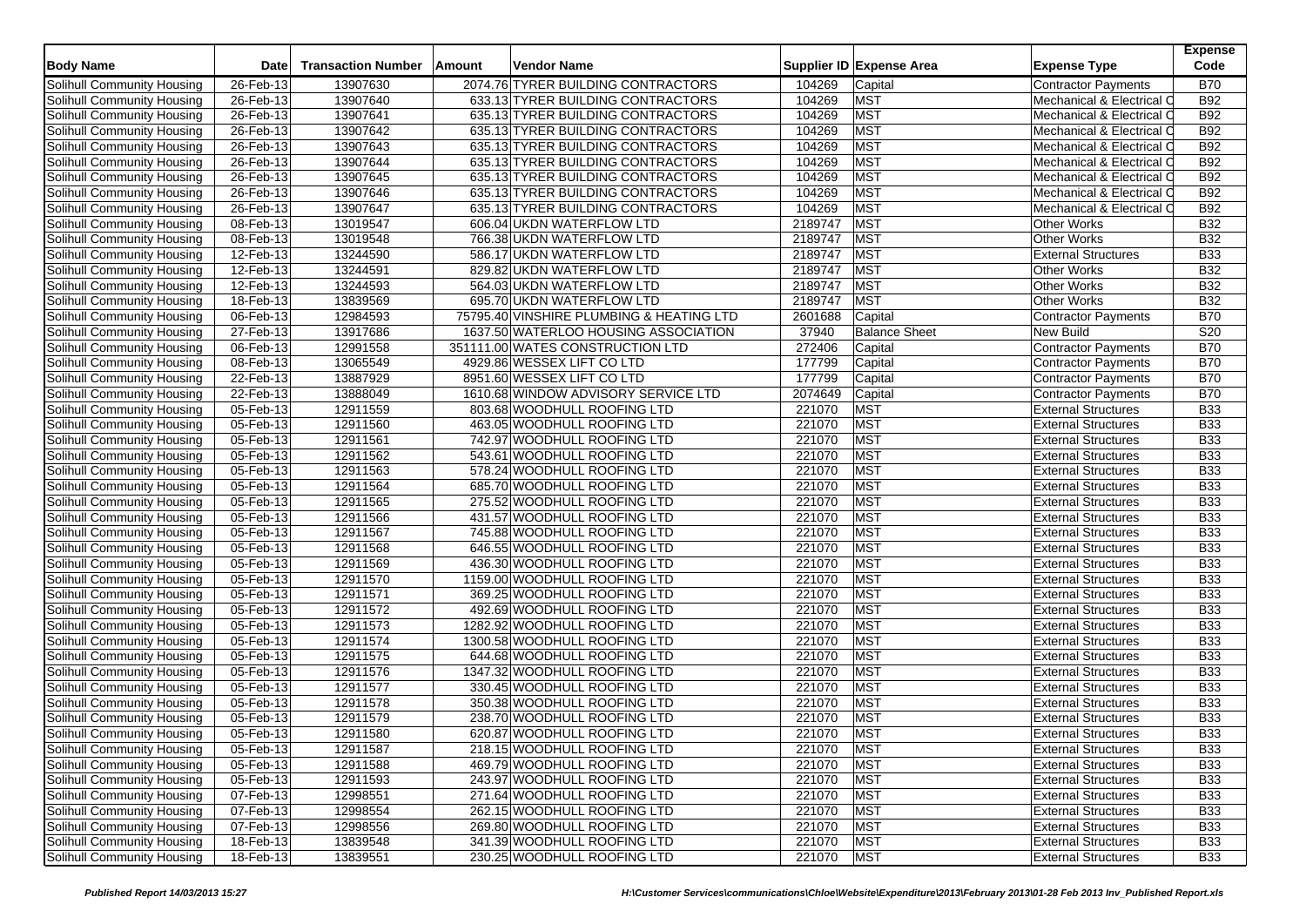| Body Name | Date | Transaction Number | Amount | Vendor Name | Supplier ID | Expense Area | Expense Type | Expense Code |
|---|---|---|---|---|---|---|---|---|
| Solihull Community Housing | 26-Feb-13 | 13907630 | 2074.76 | TYRER BUILDING CONTRACTORS | 104269 | Capital | Contractor Payments | B70 |
| Solihull Community Housing | 26-Feb-13 | 13907640 | 633.13 | TYRER BUILDING CONTRACTORS | 104269 | MST | Mechanical & Electrical C | B92 |
| Solihull Community Housing | 26-Feb-13 | 13907641 | 635.13 | TYRER BUILDING CONTRACTORS | 104269 | MST | Mechanical & Electrical C | B92 |
| Solihull Community Housing | 26-Feb-13 | 13907642 | 635.13 | TYRER BUILDING CONTRACTORS | 104269 | MST | Mechanical & Electrical C | B92 |
| Solihull Community Housing | 26-Feb-13 | 13907643 | 635.13 | TYRER BUILDING CONTRACTORS | 104269 | MST | Mechanical & Electrical C | B92 |
| Solihull Community Housing | 26-Feb-13 | 13907644 | 635.13 | TYRER BUILDING CONTRACTORS | 104269 | MST | Mechanical & Electrical C | B92 |
| Solihull Community Housing | 26-Feb-13 | 13907645 | 635.13 | TYRER BUILDING CONTRACTORS | 104269 | MST | Mechanical & Electrical C | B92 |
| Solihull Community Housing | 26-Feb-13 | 13907646 | 635.13 | TYRER BUILDING CONTRACTORS | 104269 | MST | Mechanical & Electrical C | B92 |
| Solihull Community Housing | 26-Feb-13 | 13907647 | 635.13 | TYRER BUILDING CONTRACTORS | 104269 | MST | Mechanical & Electrical C | B92 |
| Solihull Community Housing | 08-Feb-13 | 13019547 | 606.04 | UKDN WATERFLOW LTD | 2189747 | MST | Other Works | B32 |
| Solihull Community Housing | 08-Feb-13 | 13019548 | 766.38 | UKDN WATERFLOW LTD | 2189747 | MST | Other Works | B32 |
| Solihull Community Housing | 12-Feb-13 | 13244590 | 586.17 | UKDN WATERFLOW LTD | 2189747 | MST | External Structures | B33 |
| Solihull Community Housing | 12-Feb-13 | 13244591 | 829.82 | UKDN WATERFLOW LTD | 2189747 | MST | Other Works | B32 |
| Solihull Community Housing | 12-Feb-13 | 13244593 | 564.03 | UKDN WATERFLOW LTD | 2189747 | MST | Other Works | B32 |
| Solihull Community Housing | 18-Feb-13 | 13839569 | 695.70 | UKDN WATERFLOW LTD | 2189747 | MST | Other Works | B32 |
| Solihull Community Housing | 06-Feb-13 | 12984593 | 75795.40 | VINSHIRE PLUMBING & HEATING LTD | 2601688 | Capital | Contractor Payments | B70 |
| Solihull Community Housing | 27-Feb-13 | 13917686 | 1637.50 | WATERLOO HOUSING ASSOCIATION | 37940 | Balance Sheet | New Build | S20 |
| Solihull Community Housing | 06-Feb-13 | 12991558 | 351111.00 | WATES CONSTRUCTION LTD | 272406 | Capital | Contractor Payments | B70 |
| Solihull Community Housing | 08-Feb-13 | 13065549 | 4929.86 | WESSEX LIFT CO LTD | 177799 | Capital | Contractor Payments | B70 |
| Solihull Community Housing | 22-Feb-13 | 13887929 | 8951.60 | WESSEX LIFT CO LTD | 177799 | Capital | Contractor Payments | B70 |
| Solihull Community Housing | 22-Feb-13 | 13888049 | 1610.68 | WINDOW ADVISORY SERVICE LTD | 2074649 | Capital | Contractor Payments | B70 |
| Solihull Community Housing | 05-Feb-13 | 12911559 | 803.68 | WOODHULL ROOFING LTD | 221070 | MST | External Structures | B33 |
| Solihull Community Housing | 05-Feb-13 | 12911560 | 463.05 | WOODHULL ROOFING LTD | 221070 | MST | External Structures | B33 |
| Solihull Community Housing | 05-Feb-13 | 12911561 | 742.97 | WOODHULL ROOFING LTD | 221070 | MST | External Structures | B33 |
| Solihull Community Housing | 05-Feb-13 | 12911562 | 543.61 | WOODHULL ROOFING LTD | 221070 | MST | External Structures | B33 |
| Solihull Community Housing | 05-Feb-13 | 12911563 | 578.24 | WOODHULL ROOFING LTD | 221070 | MST | External Structures | B33 |
| Solihull Community Housing | 05-Feb-13 | 12911564 | 685.70 | WOODHULL ROOFING LTD | 221070 | MST | External Structures | B33 |
| Solihull Community Housing | 05-Feb-13 | 12911565 | 275.52 | WOODHULL ROOFING LTD | 221070 | MST | External Structures | B33 |
| Solihull Community Housing | 05-Feb-13 | 12911566 | 431.57 | WOODHULL ROOFING LTD | 221070 | MST | External Structures | B33 |
| Solihull Community Housing | 05-Feb-13 | 12911567 | 745.88 | WOODHULL ROOFING LTD | 221070 | MST | External Structures | B33 |
| Solihull Community Housing | 05-Feb-13 | 12911568 | 646.55 | WOODHULL ROOFING LTD | 221070 | MST | External Structures | B33 |
| Solihull Community Housing | 05-Feb-13 | 12911569 | 436.30 | WOODHULL ROOFING LTD | 221070 | MST | External Structures | B33 |
| Solihull Community Housing | 05-Feb-13 | 12911570 | 1159.00 | WOODHULL ROOFING LTD | 221070 | MST | External Structures | B33 |
| Solihull Community Housing | 05-Feb-13 | 12911571 | 369.25 | WOODHULL ROOFING LTD | 221070 | MST | External Structures | B33 |
| Solihull Community Housing | 05-Feb-13 | 12911572 | 492.69 | WOODHULL ROOFING LTD | 221070 | MST | External Structures | B33 |
| Solihull Community Housing | 05-Feb-13 | 12911573 | 1282.92 | WOODHULL ROOFING LTD | 221070 | MST | External Structures | B33 |
| Solihull Community Housing | 05-Feb-13 | 12911574 | 1300.58 | WOODHULL ROOFING LTD | 221070 | MST | External Structures | B33 |
| Solihull Community Housing | 05-Feb-13 | 12911575 | 644.68 | WOODHULL ROOFING LTD | 221070 | MST | External Structures | B33 |
| Solihull Community Housing | 05-Feb-13 | 12911576 | 1347.32 | WOODHULL ROOFING LTD | 221070 | MST | External Structures | B33 |
| Solihull Community Housing | 05-Feb-13 | 12911577 | 330.45 | WOODHULL ROOFING LTD | 221070 | MST | External Structures | B33 |
| Solihull Community Housing | 05-Feb-13 | 12911578 | 350.38 | WOODHULL ROOFING LTD | 221070 | MST | External Structures | B33 |
| Solihull Community Housing | 05-Feb-13 | 12911579 | 238.70 | WOODHULL ROOFING LTD | 221070 | MST | External Structures | B33 |
| Solihull Community Housing | 05-Feb-13 | 12911580 | 620.87 | WOODHULL ROOFING LTD | 221070 | MST | External Structures | B33 |
| Solihull Community Housing | 05-Feb-13 | 12911587 | 218.15 | WOODHULL ROOFING LTD | 221070 | MST | External Structures | B33 |
| Solihull Community Housing | 05-Feb-13 | 12911588 | 469.79 | WOODHULL ROOFING LTD | 221070 | MST | External Structures | B33 |
| Solihull Community Housing | 05-Feb-13 | 12911593 | 243.97 | WOODHULL ROOFING LTD | 221070 | MST | External Structures | B33 |
| Solihull Community Housing | 07-Feb-13 | 12998551 | 271.64 | WOODHULL ROOFING LTD | 221070 | MST | External Structures | B33 |
| Solihull Community Housing | 07-Feb-13 | 12998554 | 262.15 | WOODHULL ROOFING LTD | 221070 | MST | External Structures | B33 |
| Solihull Community Housing | 07-Feb-13 | 12998556 | 269.80 | WOODHULL ROOFING LTD | 221070 | MST | External Structures | B33 |
| Solihull Community Housing | 18-Feb-13 | 13839548 | 341.39 | WOODHULL ROOFING LTD | 221070 | MST | External Structures | B33 |
| Solihull Community Housing | 18-Feb-13 | 13839551 | 230.25 | WOODHULL ROOFING LTD | 221070 | MST | External Structures | B33 |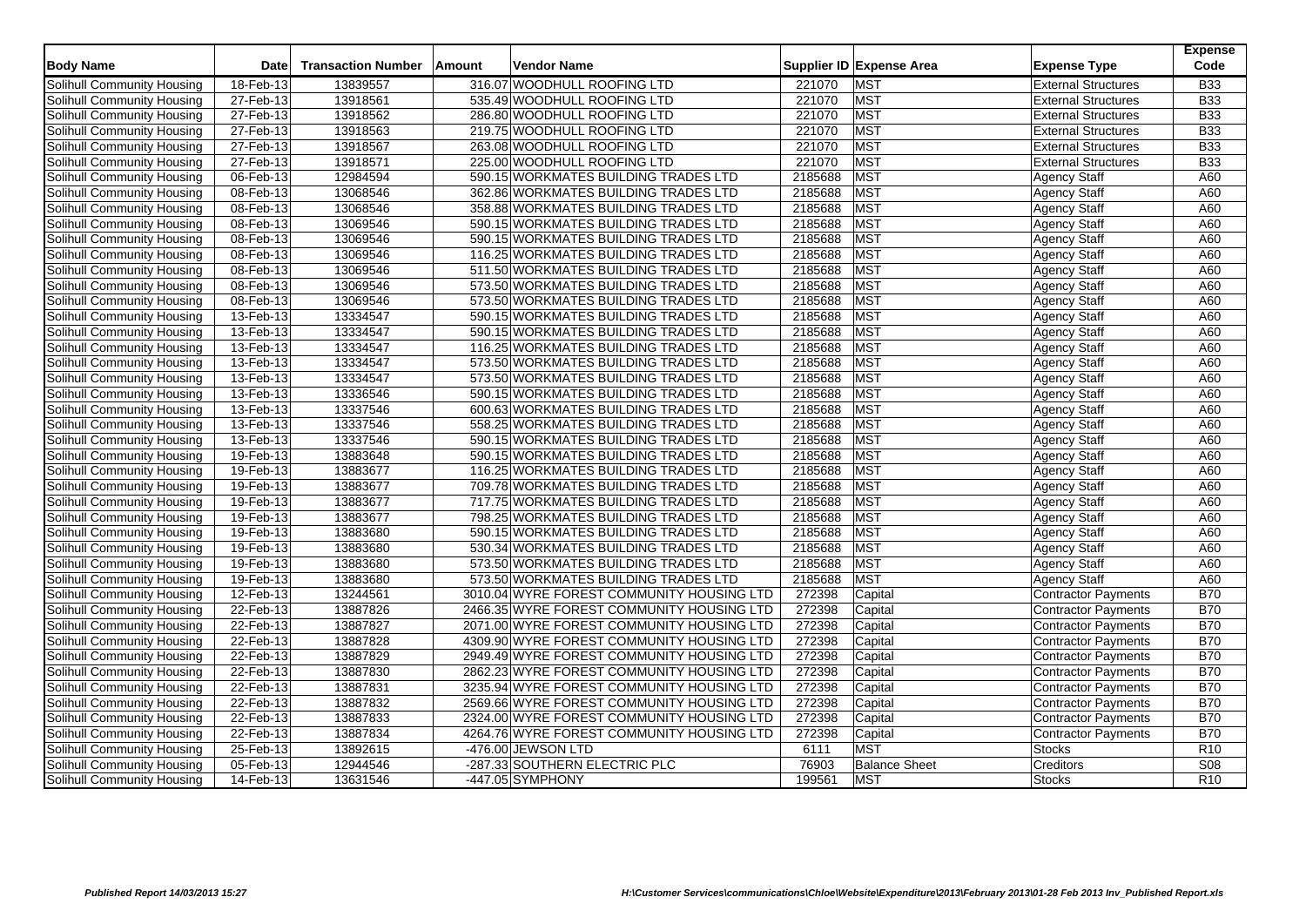| Body Name | Date | Transaction Number | Amount | Vendor Name | Supplier ID | Expense Area | Expense Type | Expense Code |
|---|---|---|---|---|---|---|---|---|
| Solihull Community Housing | 18-Feb-13 | 13839557 | 316.07 | WOODHULL ROOFING LTD | 221070 | MST | External Structures | B33 |
| Solihull Community Housing | 27-Feb-13 | 13918561 | 535.49 | WOODHULL ROOFING LTD | 221070 | MST | External Structures | B33 |
| Solihull Community Housing | 27-Feb-13 | 13918562 | 286.80 | WOODHULL ROOFING LTD | 221070 | MST | External Structures | B33 |
| Solihull Community Housing | 27-Feb-13 | 13918563 | 219.75 | WOODHULL ROOFING LTD | 221070 | MST | External Structures | B33 |
| Solihull Community Housing | 27-Feb-13 | 13918567 | 263.08 | WOODHULL ROOFING LTD | 221070 | MST | External Structures | B33 |
| Solihull Community Housing | 27-Feb-13 | 13918571 | 225.00 | WOODHULL ROOFING LTD | 221070 | MST | External Structures | B33 |
| Solihull Community Housing | 06-Feb-13 | 12984594 | 590.15 | WORKMATES BUILDING TRADES LTD | 2185688 | MST | Agency Staff | A60 |
| Solihull Community Housing | 08-Feb-13 | 13068546 | 362.86 | WORKMATES BUILDING TRADES LTD | 2185688 | MST | Agency Staff | A60 |
| Solihull Community Housing | 08-Feb-13 | 13068546 | 358.88 | WORKMATES BUILDING TRADES LTD | 2185688 | MST | Agency Staff | A60 |
| Solihull Community Housing | 08-Feb-13 | 13069546 | 590.15 | WORKMATES BUILDING TRADES LTD | 2185688 | MST | Agency Staff | A60 |
| Solihull Community Housing | 08-Feb-13 | 13069546 | 590.15 | WORKMATES BUILDING TRADES LTD | 2185688 | MST | Agency Staff | A60 |
| Solihull Community Housing | 08-Feb-13 | 13069546 | 116.25 | WORKMATES BUILDING TRADES LTD | 2185688 | MST | Agency Staff | A60 |
| Solihull Community Housing | 08-Feb-13 | 13069546 | 511.50 | WORKMATES BUILDING TRADES LTD | 2185688 | MST | Agency Staff | A60 |
| Solihull Community Housing | 08-Feb-13 | 13069546 | 573.50 | WORKMATES BUILDING TRADES LTD | 2185688 | MST | Agency Staff | A60 |
| Solihull Community Housing | 08-Feb-13 | 13069546 | 573.50 | WORKMATES BUILDING TRADES LTD | 2185688 | MST | Agency Staff | A60 |
| Solihull Community Housing | 13-Feb-13 | 13334547 | 590.15 | WORKMATES BUILDING TRADES LTD | 2185688 | MST | Agency Staff | A60 |
| Solihull Community Housing | 13-Feb-13 | 13334547 | 590.15 | WORKMATES BUILDING TRADES LTD | 2185688 | MST | Agency Staff | A60 |
| Solihull Community Housing | 13-Feb-13 | 13334547 | 116.25 | WORKMATES BUILDING TRADES LTD | 2185688 | MST | Agency Staff | A60 |
| Solihull Community Housing | 13-Feb-13 | 13334547 | 573.50 | WORKMATES BUILDING TRADES LTD | 2185688 | MST | Agency Staff | A60 |
| Solihull Community Housing | 13-Feb-13 | 13334547 | 573.50 | WORKMATES BUILDING TRADES LTD | 2185688 | MST | Agency Staff | A60 |
| Solihull Community Housing | 13-Feb-13 | 13336546 | 590.15 | WORKMATES BUILDING TRADES LTD | 2185688 | MST | Agency Staff | A60 |
| Solihull Community Housing | 13-Feb-13 | 13337546 | 600.63 | WORKMATES BUILDING TRADES LTD | 2185688 | MST | Agency Staff | A60 |
| Solihull Community Housing | 13-Feb-13 | 13337546 | 558.25 | WORKMATES BUILDING TRADES LTD | 2185688 | MST | Agency Staff | A60 |
| Solihull Community Housing | 13-Feb-13 | 13337546 | 590.15 | WORKMATES BUILDING TRADES LTD | 2185688 | MST | Agency Staff | A60 |
| Solihull Community Housing | 19-Feb-13 | 13883648 | 590.15 | WORKMATES BUILDING TRADES LTD | 2185688 | MST | Agency Staff | A60 |
| Solihull Community Housing | 19-Feb-13 | 13883677 | 116.25 | WORKMATES BUILDING TRADES LTD | 2185688 | MST | Agency Staff | A60 |
| Solihull Community Housing | 19-Feb-13 | 13883677 | 709.78 | WORKMATES BUILDING TRADES LTD | 2185688 | MST | Agency Staff | A60 |
| Solihull Community Housing | 19-Feb-13 | 13883677 | 717.75 | WORKMATES BUILDING TRADES LTD | 2185688 | MST | Agency Staff | A60 |
| Solihull Community Housing | 19-Feb-13 | 13883677 | 798.25 | WORKMATES BUILDING TRADES LTD | 2185688 | MST | Agency Staff | A60 |
| Solihull Community Housing | 19-Feb-13 | 13883680 | 590.15 | WORKMATES BUILDING TRADES LTD | 2185688 | MST | Agency Staff | A60 |
| Solihull Community Housing | 19-Feb-13 | 13883680 | 530.34 | WORKMATES BUILDING TRADES LTD | 2185688 | MST | Agency Staff | A60 |
| Solihull Community Housing | 19-Feb-13 | 13883680 | 573.50 | WORKMATES BUILDING TRADES LTD | 2185688 | MST | Agency Staff | A60 |
| Solihull Community Housing | 19-Feb-13 | 13883680 | 573.50 | WORKMATES BUILDING TRADES LTD | 2185688 | MST | Agency Staff | A60 |
| Solihull Community Housing | 12-Feb-13 | 13244561 | 3010.04 | WYRE FOREST COMMUNITY HOUSING LTD | 272398 | Capital | Contractor Payments | B70 |
| Solihull Community Housing | 22-Feb-13 | 13887826 | 2466.35 | WYRE FOREST COMMUNITY HOUSING LTD | 272398 | Capital | Contractor Payments | B70 |
| Solihull Community Housing | 22-Feb-13 | 13887827 | 2071.00 | WYRE FOREST COMMUNITY HOUSING LTD | 272398 | Capital | Contractor Payments | B70 |
| Solihull Community Housing | 22-Feb-13 | 13887828 | 4309.90 | WYRE FOREST COMMUNITY HOUSING LTD | 272398 | Capital | Contractor Payments | B70 |
| Solihull Community Housing | 22-Feb-13 | 13887829 | 2949.49 | WYRE FOREST COMMUNITY HOUSING LTD | 272398 | Capital | Contractor Payments | B70 |
| Solihull Community Housing | 22-Feb-13 | 13887830 | 2862.23 | WYRE FOREST COMMUNITY HOUSING LTD | 272398 | Capital | Contractor Payments | B70 |
| Solihull Community Housing | 22-Feb-13 | 13887831 | 3235.94 | WYRE FOREST COMMUNITY HOUSING LTD | 272398 | Capital | Contractor Payments | B70 |
| Solihull Community Housing | 22-Feb-13 | 13887832 | 2569.66 | WYRE FOREST COMMUNITY HOUSING LTD | 272398 | Capital | Contractor Payments | B70 |
| Solihull Community Housing | 22-Feb-13 | 13887833 | 2324.00 | WYRE FOREST COMMUNITY HOUSING LTD | 272398 | Capital | Contractor Payments | B70 |
| Solihull Community Housing | 22-Feb-13 | 13887834 | 4264.76 | WYRE FOREST COMMUNITY HOUSING LTD | 272398 | Capital | Contractor Payments | B70 |
| Solihull Community Housing | 25-Feb-13 | 13892615 | -476.00 | JEWSON LTD | 6111 | MST | Stocks | R10 |
| Solihull Community Housing | 05-Feb-13 | 12944546 | -287.33 | SOUTHERN ELECTRIC PLC | 76903 | Balance Sheet | Creditors | S08 |
| Solihull Community Housing | 14-Feb-13 | 13631546 | -447.05 | SYMPHONY | 199561 | MST | Stocks | R10 |